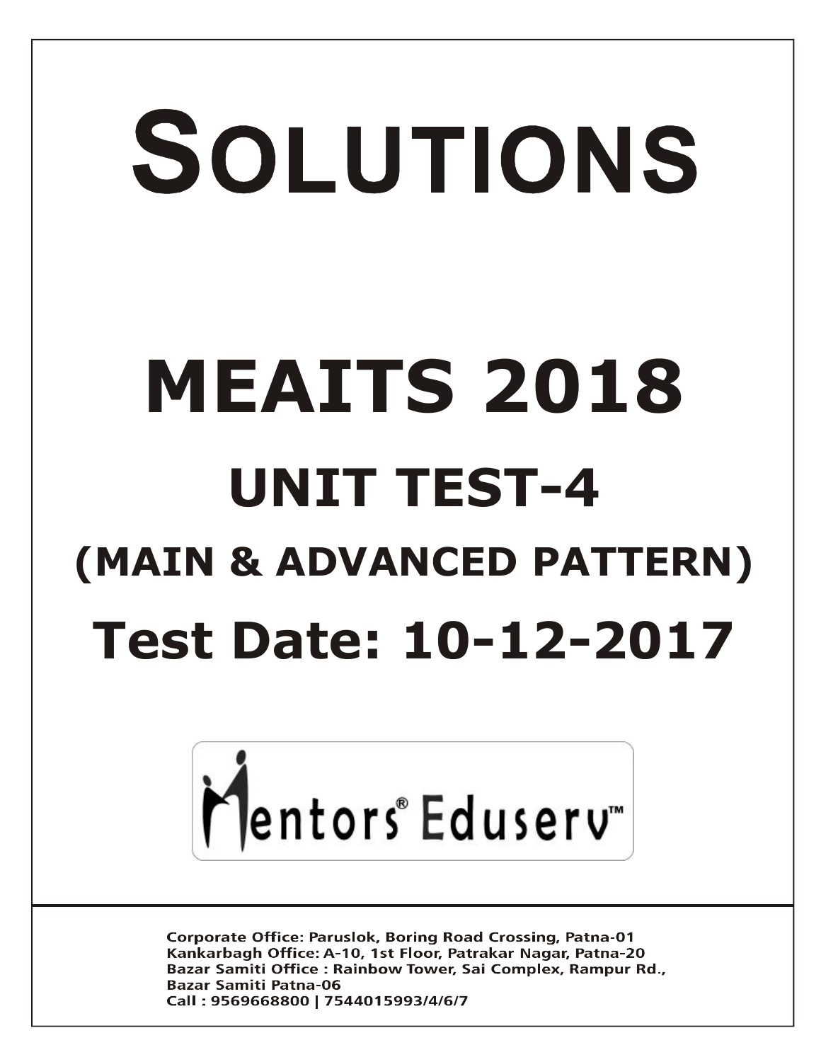# SOLUTIONS

# MEAITS 2018

## UNIT TEST-4

## (MAIN & ADVANCED PATTERN)

## Test Date: 10-12-2017

Mentors® Eduserv™

Corporate Office: Paruslok, Boring Road Crossing, Patna-01
Kankarbagh Office: A-10, 1st Floor, Patrakar Nagar, Patna-20
Bazar Samiti Office : Rainbow Tower, Sai Complex, Rampur Rd., Bazar Samiti Patna-06
Call : 9569668800 | 7544015993/4/6/7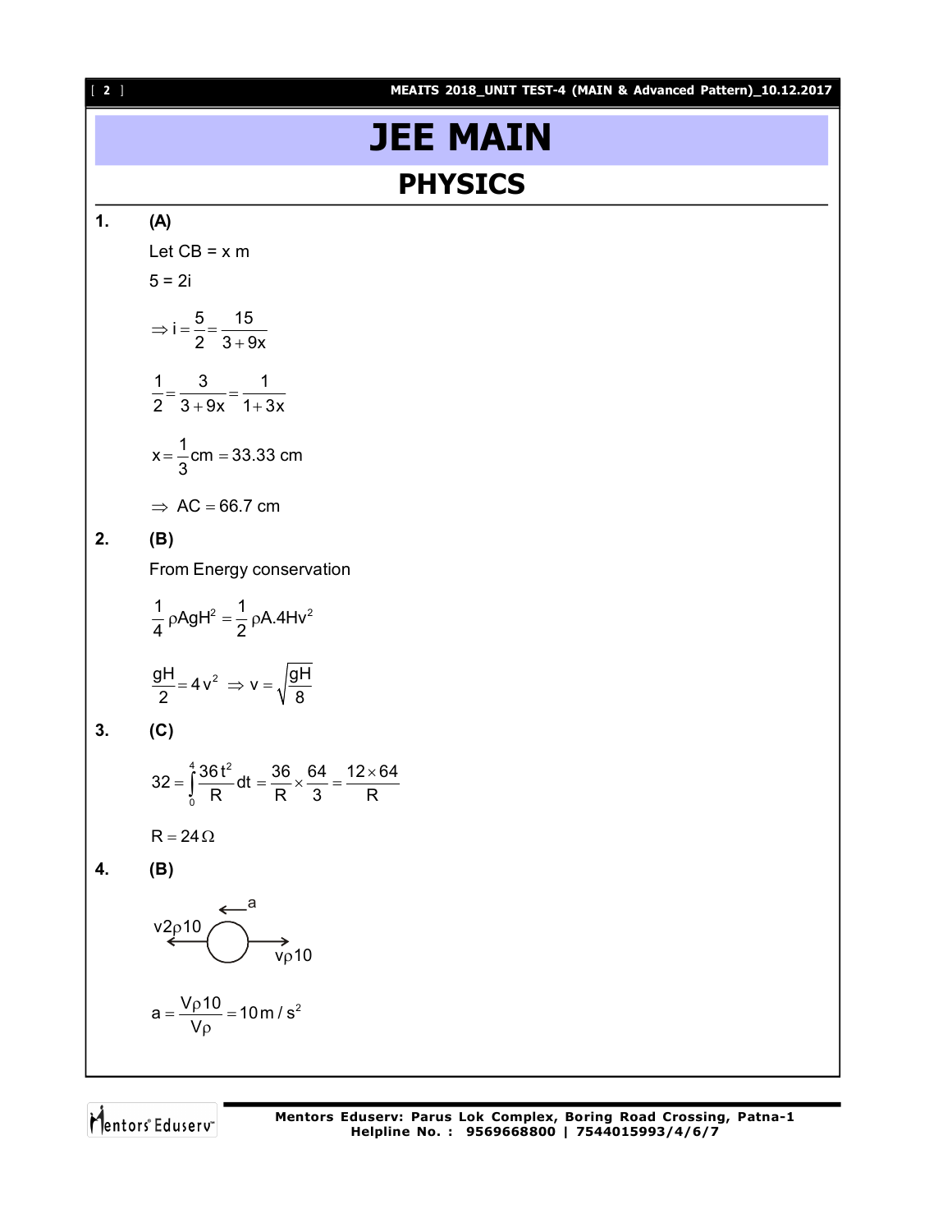# JEE MAIN

## PHYSICS

**1.** **(A)**

Let CB = x m

5 = 2i

$$\Rightarrow i = \frac{5}{2} = \frac{15}{3+9x}$$

$$\frac{1}{2} = \frac{3}{3+9x} = \frac{1}{1+3x}$$

$$x = \frac{1}{3}\text{cm} = 33.33 \text{ cm}$$

$$\Rightarrow \text{ AC} = 66.7 \text{ cm}$$

**2.** **(B)**

From Energy conservation

$$\frac{1}{4}\rho AgH^2 = \frac{1}{2}\rho A.4Hv^2$$

$$\frac{gH}{2} = 4v^2 \;\Rightarrow v = \sqrt{\frac{gH}{8}}$$

**3.** **(C)**

$$32 = \int_0^4 \frac{36t^2}{R}dt = \frac{36}{R} \times \frac{64}{3} = \frac{12 \times 64}{R}$$

$$R = 24\Omega$$

**4.** **(B)**

a (leftward); $v2\rho10$ (leftward); $v\rho10$ (rightward)

$$a = \frac{V\rho 10}{V\rho} = 10 \,m/s^2$$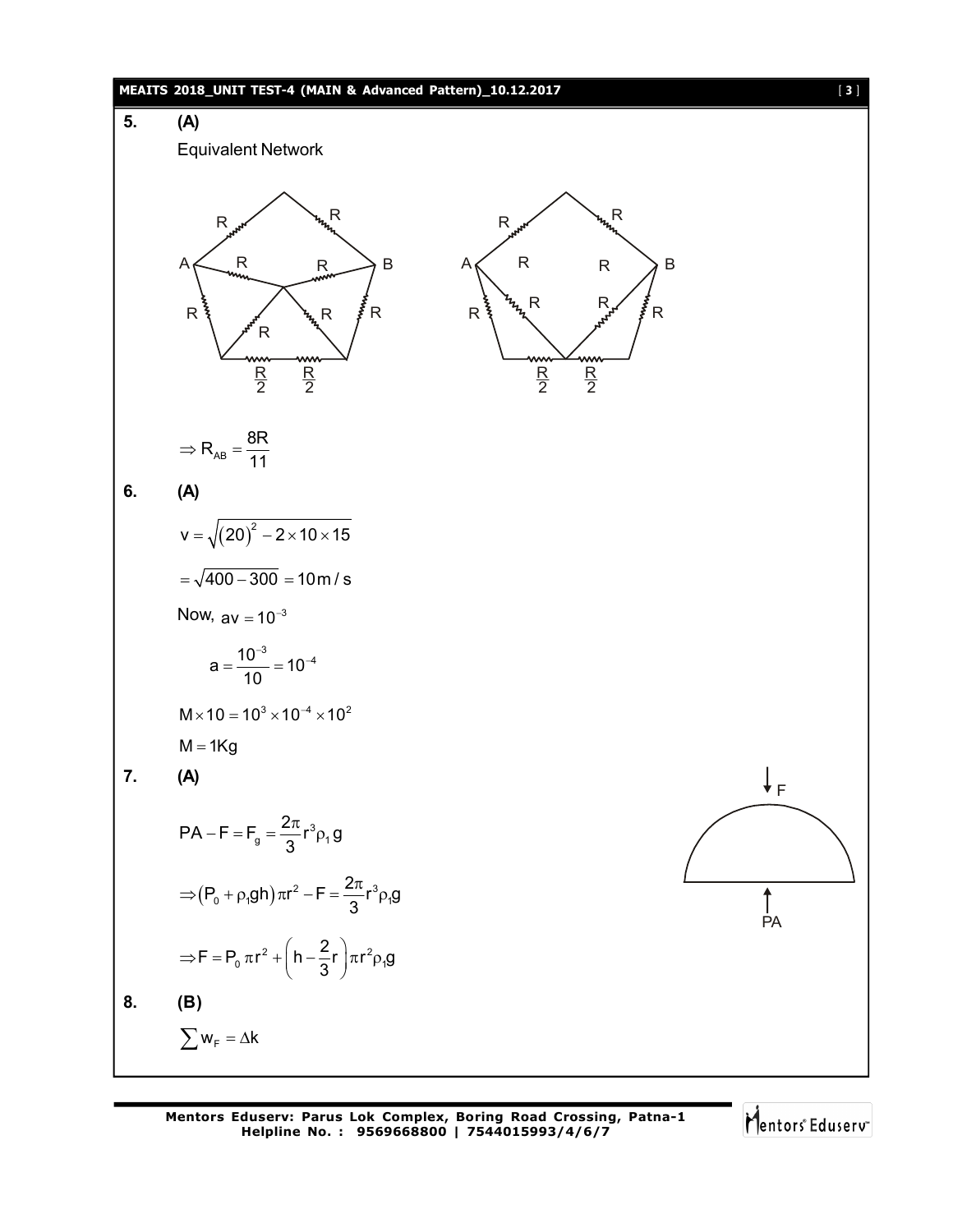**5.** **(A)**

Equivalent Network

$$\Rightarrow R_{AB} = \frac{8R}{11}$$

**6.** **(A)**

$$v = \sqrt{(20)^2 - 2 \times 10 \times 15}$$

$$= \sqrt{400 - 300} = 10\,m/s$$

Now, $av = 10^{-3}$

$$a = \frac{10^{-3}}{10} = 10^{-4}$$

$$M \times 10 = 10^3 \times 10^{-4} \times 10^2$$

$$M = 1Kg$$

**7.** **(A)**

$$PA - F = F_g = \frac{2\pi}{3} r^3 \rho_1 g$$

$$\Rightarrow (P_0 + \rho_1 gh)\pi r^2 - F = \frac{2\pi}{3} r^3 \rho_1 g$$

$$\Rightarrow F = P_0 \pi r^2 + \left(h - \frac{2}{3} r\right) \pi r^2 \rho_1 g$$

**8.** **(B)**

$$\sum w_F = \Delta k$$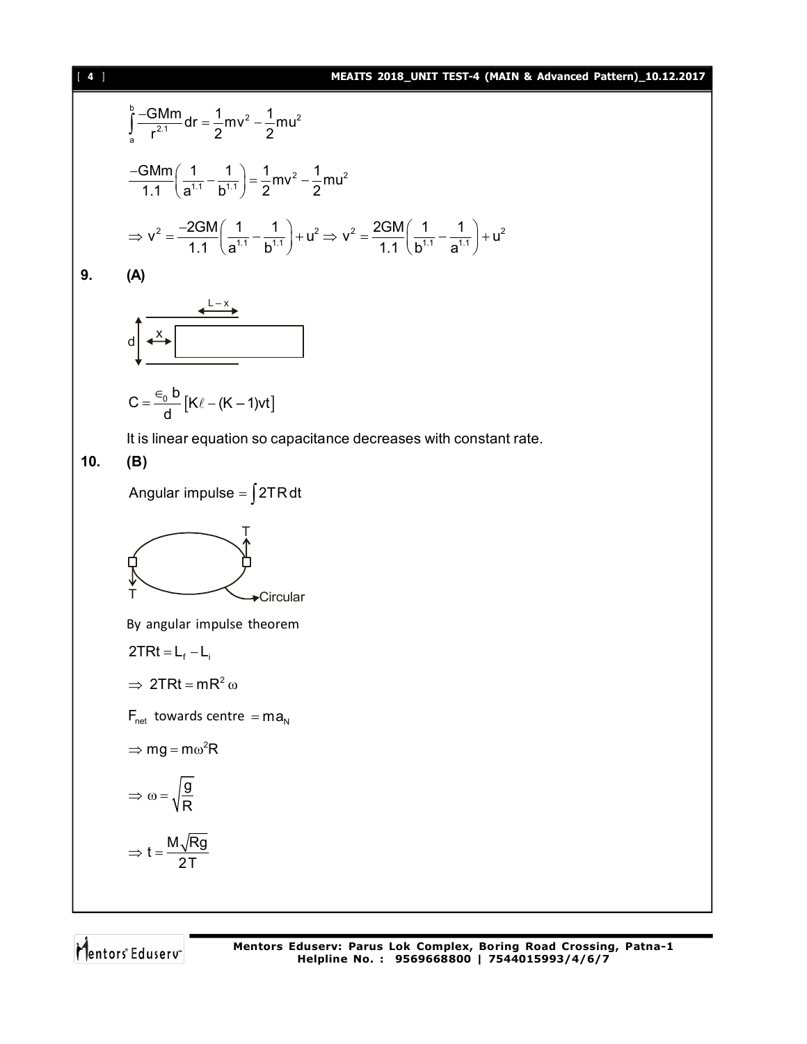$$\int_a^b \frac{-GMm}{r^{2.1}}dr = \frac{1}{2}mv^2 - \frac{1}{2}mu^2$$

$$\frac{-GMm}{1.1}\left(\frac{1}{a^{1.1}} - \frac{1}{b^{1.1}}\right) = \frac{1}{2}mv^2 - \frac{1}{2}mu^2$$

$$\Rightarrow v^2 = \frac{-2GM}{1.1}\left(\frac{1}{a^{1.1}} - \frac{1}{b^{1.1}}\right) + u^2 \Rightarrow v^2 = \frac{2GM}{1.1}\left(\frac{1}{b^{1.1}} - \frac{1}{a^{1.1}}\right) + u^2$$

**9. (A)**

$$C = \frac{\epsilon_0 b}{d}\left[K\ell - (K-1)vt\right]$$

It is linear equation so capacitance decreases with constant rate.

**10. (B)**

Angular impulse $= \int 2TR\,dt$

By angular impulse theorem

$2TRt = L_f - L_i$

$\Rightarrow 2TRt = mR^2\omega$

$F_{net}$ towards centre $= ma_N$

$\Rightarrow mg = m\omega^2 R$

$\Rightarrow \omega = \sqrt{\frac{g}{R}}$

$\Rightarrow t = \frac{M\sqrt{Rg}}{2T}$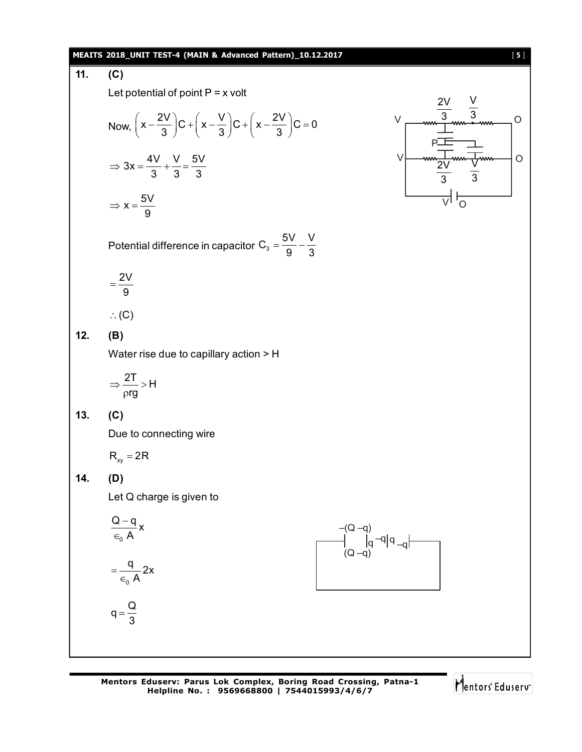**11. (C)**

Let potential of point P = x volt

Now, $\left(x - \frac{2V}{3}\right)C + \left(x - \frac{V}{3}\right)C + \left(x - \frac{2V}{3}\right)C = 0$

$\Rightarrow 3x = \frac{4V}{3} + \frac{V}{3} = \frac{5V}{3}$

$\Rightarrow x = \frac{5V}{9}$

Potential difference in capacitor $C_3 = \frac{5V}{9} - \frac{V}{3}$

$= \frac{2V}{9}$

$\therefore$ (C)

**12. (B)**

Water rise due to capillary action > H

$\Rightarrow \frac{2T}{\rho r g} > H$

**13. (C)**

Due to connecting wire

$R_{xy} = 2R$

**14. (D)**

Let Q charge is given to

$\frac{Q - q}{\epsilon_0 A} x$

$= \frac{q}{\epsilon_0 A} 2x$

$q = \frac{Q}{3}$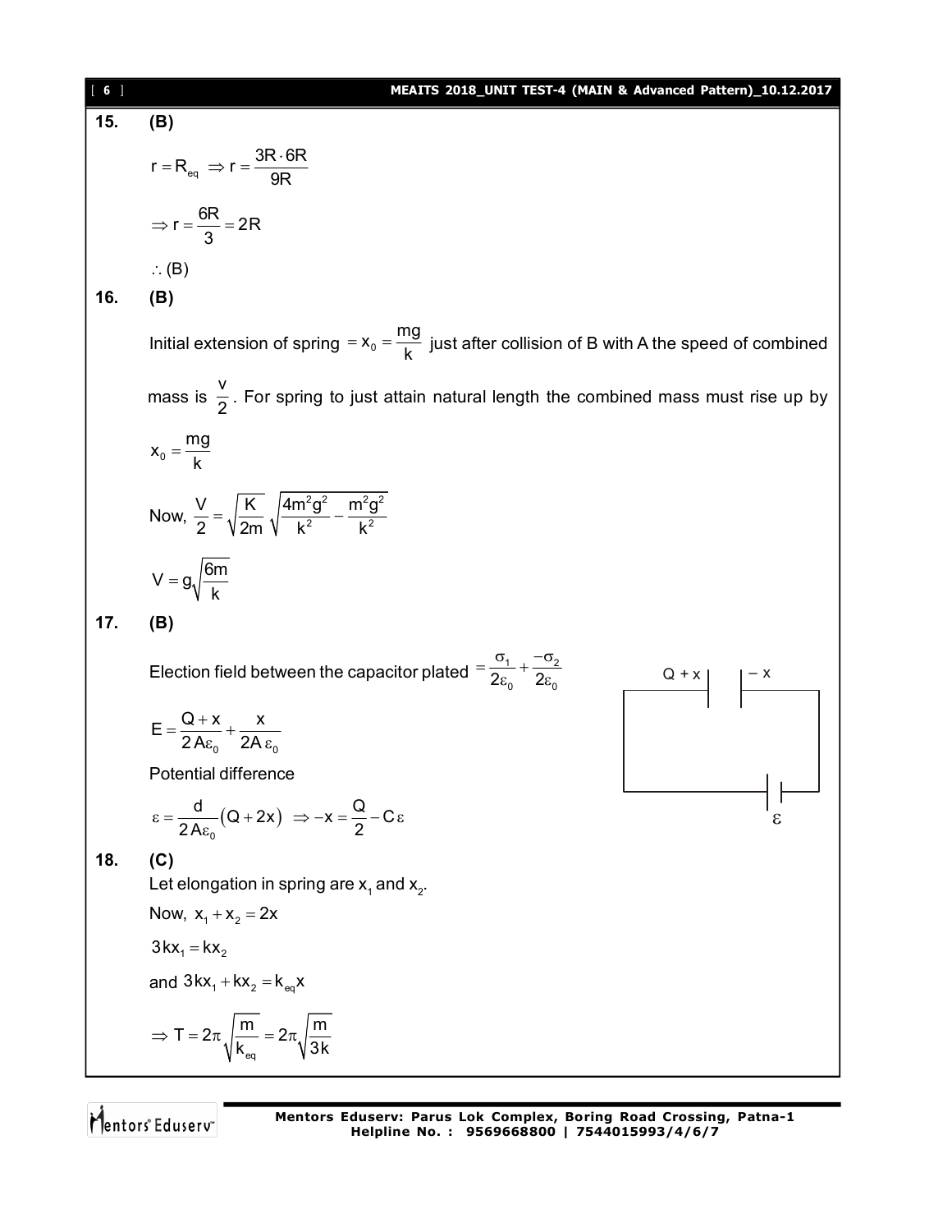**15. (B)**

$$r = R_{eq} \Rightarrow r = \frac{3R \cdot 6R}{9R}$$

$$\Rightarrow r = \frac{6R}{3} = 2R$$

$\therefore$ (B)

**16. (B)**

Initial extension of spring $= x_0 = \frac{mg}{k}$ just after collision of B with A the speed of combined mass is $\frac{v}{2}$. For spring to just attain natural length the combined mass must rise up by $x_0 = \frac{mg}{k}$

Now, $\frac{V}{2} = \sqrt{\frac{K}{2m}}\sqrt{\frac{4m^2g^2}{k^2} - \frac{m^2g^2}{k^2}}$

$$V = g\sqrt{\frac{6m}{k}}$$

**17. (B)**

Election field between the capacitor plated $= \frac{\sigma_1}{2\varepsilon_0} + \frac{-\sigma_2}{2\varepsilon_0}$

Q + x | | – x (circuit with capacitor and battery $\varepsilon$)

$$E = \frac{Q+x}{2A\varepsilon_0} + \frac{x}{2A\varepsilon_0}$$

Potential difference

$$\varepsilon = \frac{d}{2A\varepsilon_0}(Q+2x) \Rightarrow -x = \frac{Q}{2} - C\varepsilon$$

**18. (C)**

Let elongation in spring are $x_1$ and $x_2$.

Now, $x_1 + x_2 = 2x$

$3kx_1 = kx_2$

and $3kx_1 + kx_2 = k_{eq}x$

$$\Rightarrow T = 2\pi\sqrt{\frac{m}{k_{eq}}} = 2\pi\sqrt{\frac{m}{3k}}$$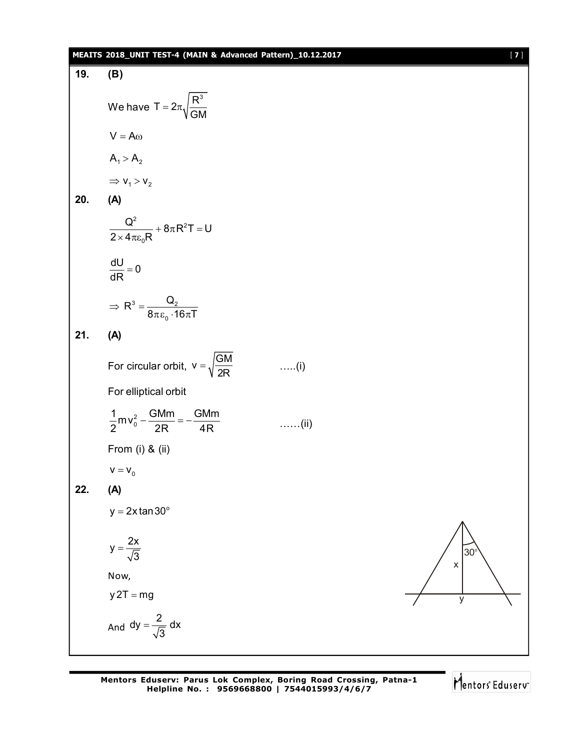**19.** **(B)**

We have $T = 2\pi\sqrt{\dfrac{R^3}{GM}}$

$V = A\omega$

$A_1 > A_2$

$\Rightarrow v_1 > v_2$

**20.** **(A)**

$$\frac{Q^2}{2\times 4\pi\varepsilon_0 R} + 8\pi R^2 T = U$$

$$\frac{dU}{dR} = 0$$

$$\Rightarrow R^3 = \frac{Q_2}{8\pi\varepsilon_0 \cdot 16\pi T}$$

**21.** **(A)**

For circular orbit, $v = \sqrt{\dfrac{GM}{2R}}$ .....(i)

For elliptical orbit

$$\frac{1}{2}mv_0^2 - \frac{GMm}{2R} = -\frac{GMm}{4R}$$ ......(ii)

From (i) & (ii)

$v = v_0$

**22.** **(A)**

$y = 2x\tan 30^\circ$

$y = \dfrac{2x}{\sqrt{3}}$

Now,

$y\,2T = mg$

And $dy = \dfrac{2}{\sqrt{3}}\,dx$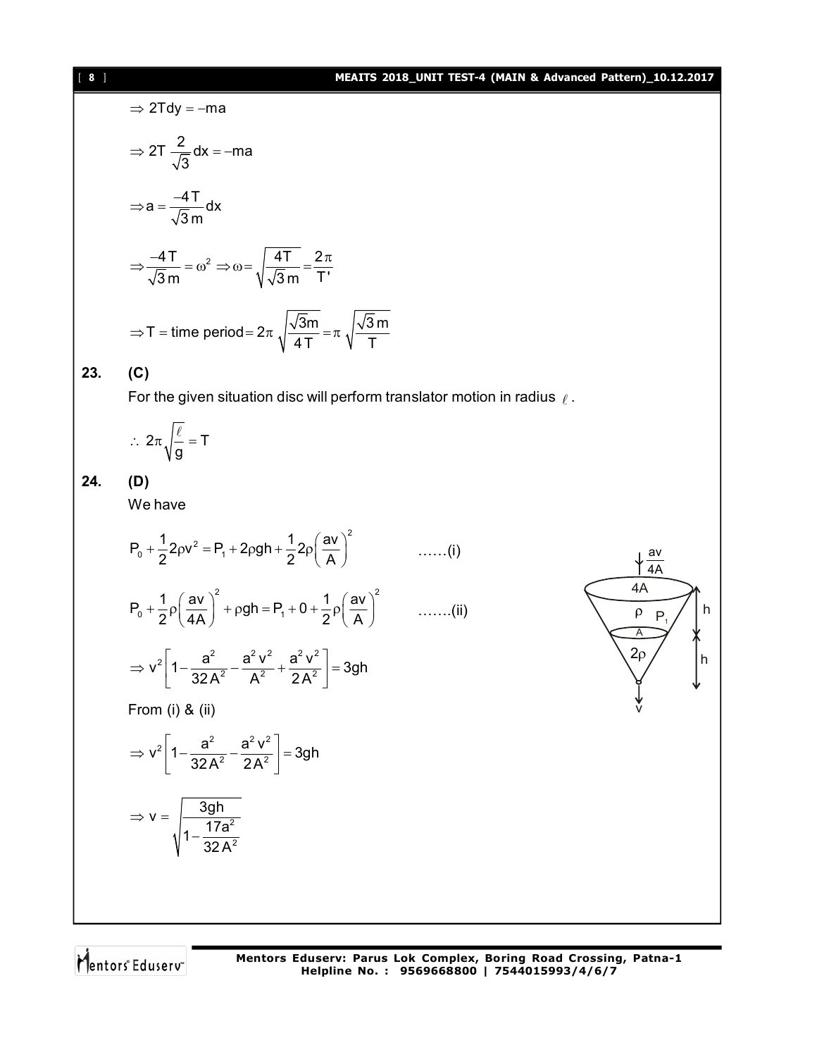$$\Rightarrow 2T dy = -ma$$

$$\Rightarrow 2T \frac{2}{\sqrt{3}} dx = -ma$$

$$\Rightarrow a = \frac{-4T}{\sqrt{3}m} dx$$

$$\Rightarrow \frac{-4T}{\sqrt{3}m} = \omega^2 \Rightarrow \omega = \sqrt{\frac{4T}{\sqrt{3}m}} = \frac{2\pi}{T'}$$

$$\Rightarrow T = \text{time period} = 2\pi\sqrt{\frac{\sqrt{3}m}{4T}} = \pi\sqrt{\frac{\sqrt{3}m}{T}}$$

**23. (C)**

For the given situation disc will perform translator motion in radius $\ell$.

$$\therefore 2\pi\sqrt{\frac{\ell}{g}} = T$$

**24. (D)**

We have

$$P_0 + \frac{1}{2}2\rho v^2 = P_1 + 2\rho gh + \frac{1}{2}2\rho\left(\frac{av}{A}\right)^2 \qquad \text{......(i)}$$

$$P_0 + \frac{1}{2}\rho\left(\frac{av}{4A}\right)^2 + \rho gh = P_1 + 0 + \frac{1}{2}\rho\left(\frac{av}{A}\right)^2 \qquad \text{.......(ii)}$$

$$\Rightarrow v^2\left[1 - \frac{a^2}{32A^2} - \frac{a^2v^2}{A^2} + \frac{a^2v^2}{2A^2}\right] = 3gh$$

From (i) & (ii)

$$\Rightarrow v^2\left[1 - \frac{a^2}{32A^2} - \frac{a^2v^2}{2A^2}\right] = 3gh$$

$$\Rightarrow v = \sqrt{\frac{3gh}{1 - \frac{17a^2}{32A^2}}}$$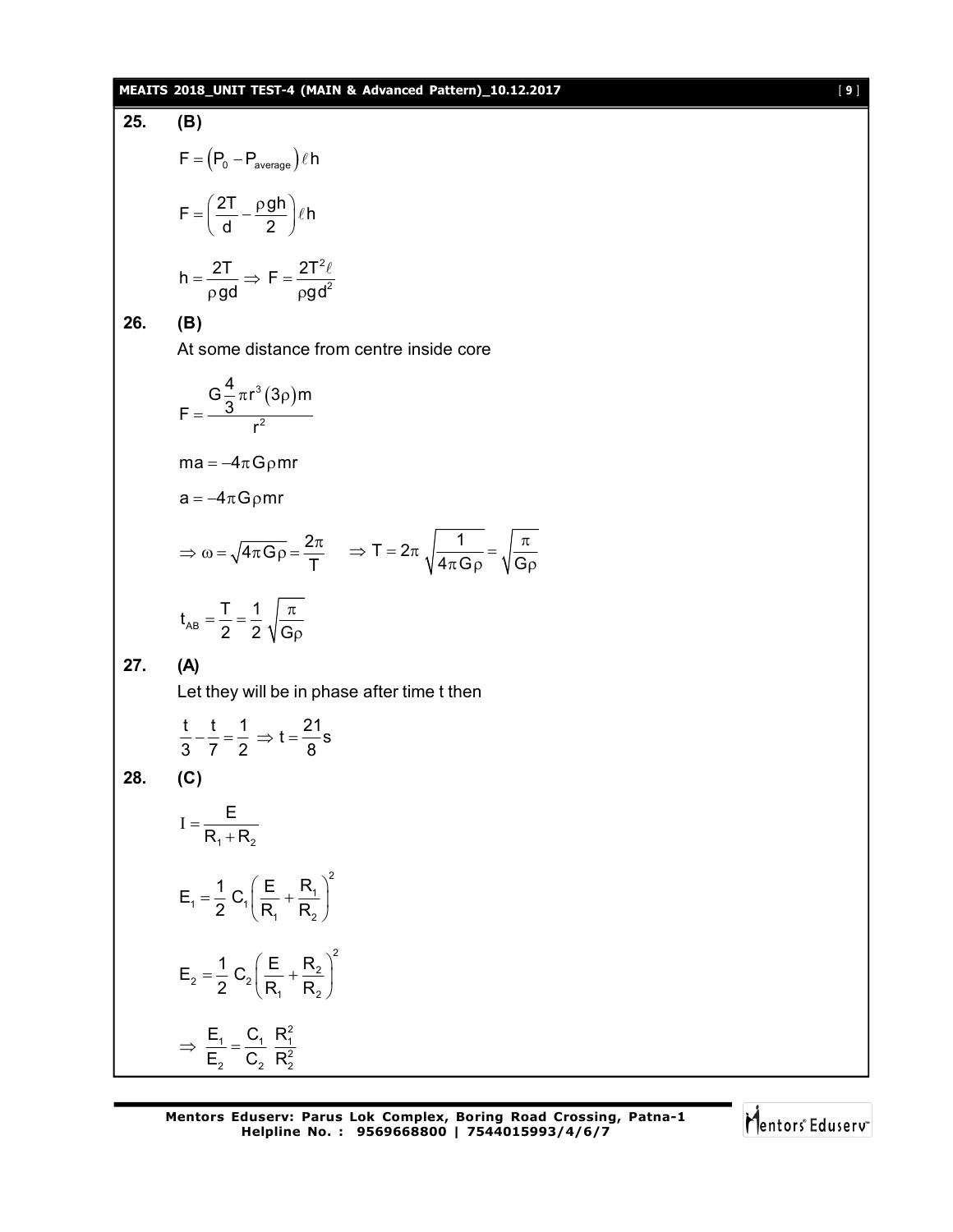**25. (B)**

$$F = \left(P_0 - P_{average}\right)\ell h$$

$$F = \left(\frac{2T}{d} - \frac{\rho g h}{2}\right)\ell h$$

$$h = \frac{2T}{\rho g d} \Rightarrow F = \frac{2T^2\ell}{\rho g d^2}$$

**26. (B)**

At some distance from centre inside core

$$F = \frac{G\frac{4}{3}\pi r^3(3\rho)m}{r^2}$$

$$ma = -4\pi G\rho mr$$

$$a = -4\pi G\rho mr$$

$$\Rightarrow \omega = \sqrt{4\pi G\rho} = \frac{2\pi}{T} \quad \Rightarrow T = 2\pi\sqrt{\frac{1}{4\pi G\rho}} = \sqrt{\frac{\pi}{G\rho}}$$

$$t_{AB} = \frac{T}{2} = \frac{1}{2}\sqrt{\frac{\pi}{G\rho}}$$

**27. (A)**

Let they will be in phase after time t then

$$\frac{t}{3} - \frac{t}{7} = \frac{1}{2} \Rightarrow t = \frac{21}{8}\text{s}$$

**28. (C)**

$$I = \frac{E}{R_1 + R_2}$$

$$E_1 = \frac{1}{2}C_1\left(\frac{E}{R_1} + \frac{R_1}{R_2}\right)^2$$

$$E_2 = \frac{1}{2}C_2\left(\frac{E}{R_1} + \frac{R_2}{R_2}\right)^2$$

$$\Rightarrow \frac{E_1}{E_2} = \frac{C_1}{C_2}\frac{R_1^2}{R_2^2}$$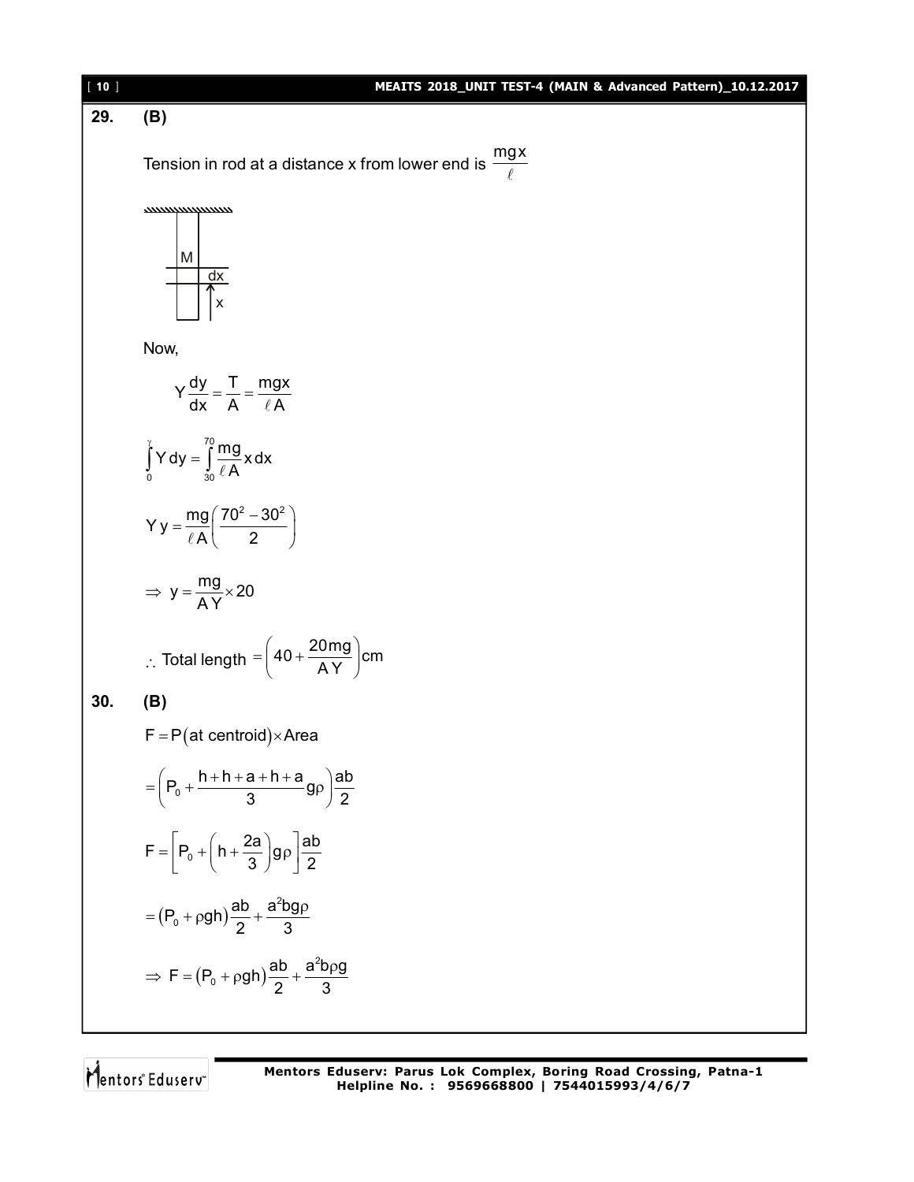**29. (B)**

Tension in rod at a distance x from lower end is $\frac{mgx}{\ell}$

Now,

$$Y\frac{dy}{dx} = \frac{T}{A} = \frac{mgx}{\ell A}$$

$$\int_0^y Y\,dy = \int_{30}^{70} \frac{mg}{\ell A} x\,dx$$

$$Y\,y = \frac{mg}{\ell A}\left(\frac{70^2 - 30^2}{2}\right)$$

$$\Rightarrow\ y = \frac{mg}{AY} \times 20$$

$$\therefore\ \text{Total length} = \left(40 + \frac{20mg}{AY}\right)\text{cm}$$

**30. (B)**

$$F = P(\text{at centroid}) \times \text{Area}$$

$$= \left(P_0 + \frac{h + h + a + h + a}{3} g\rho\right)\frac{ab}{2}$$

$$F = \left[P_0 + \left(h + \frac{2a}{3}\right) g\rho\right]\frac{ab}{2}$$

$$= \left(P_0 + \rho gh\right)\frac{ab}{2} + \frac{a^2 bg\rho}{3}$$

$$\Rightarrow\ F = \left(P_0 + \rho gh\right)\frac{ab}{2} + \frac{a^2 b\rho g}{3}$$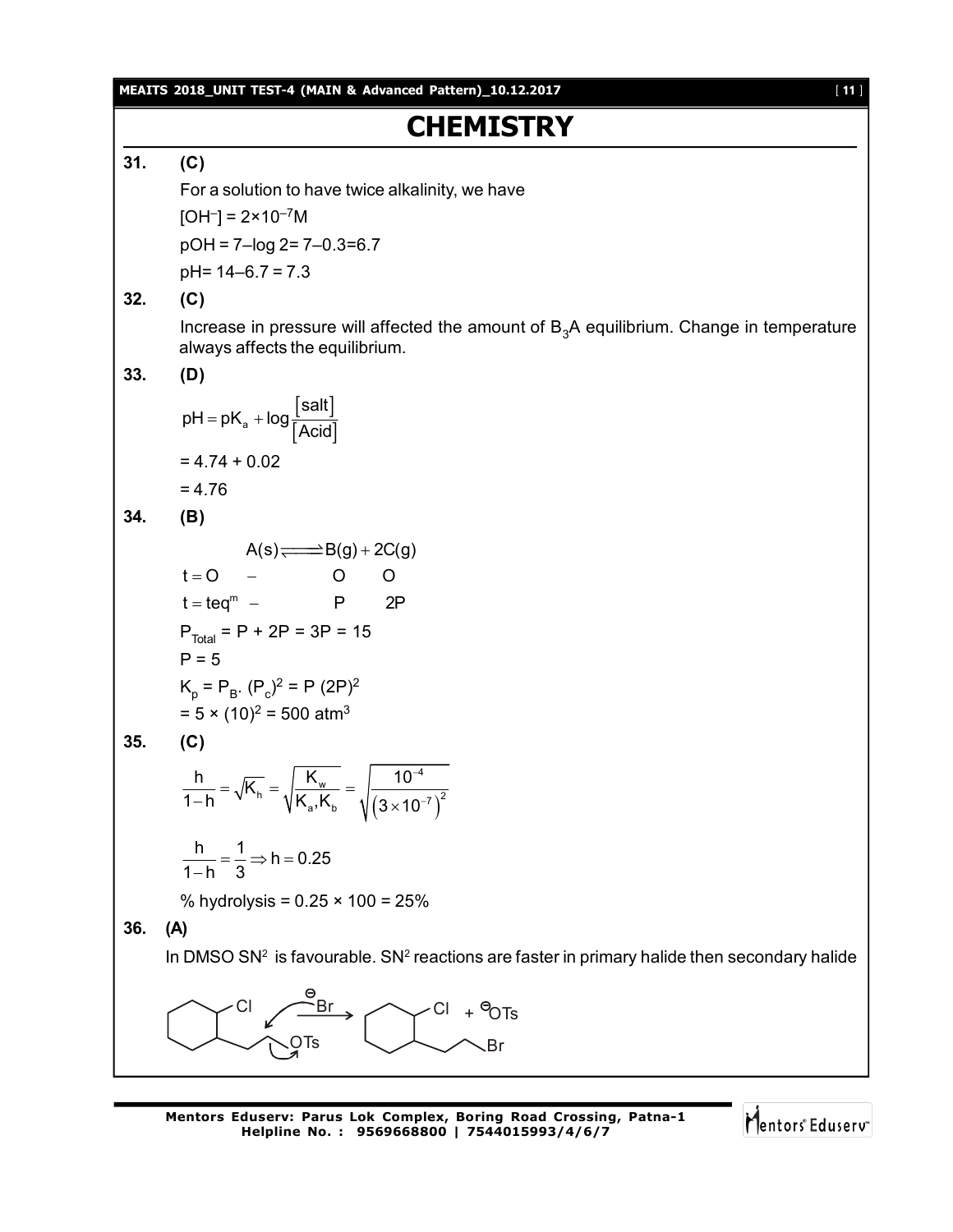# CHEMISTRY

**31. (C)**

For a solution to have twice alkalinity, we have

$[OH^-] = 2\times10^{-7}M$

pOH = 7–log 2= 7–0.3=6.7

pH= 14–6.7 = 7.3

**32. (C)**

Increase in pressure will affected the amount of $B_3A$ equilibrium. Change in temperature always affects the equilibrium.

**33. (D)**

$$pH = pK_a + \log\frac{[\text{salt}]}{[\text{Acid}]}$$

= 4.74 + 0.02

= 4.76

**34. (B)**

$$A(s) \rightleftharpoons B(g) + 2C(g)$$

$t = O$ &nbsp;&nbsp; – &nbsp;&nbsp; O &nbsp;&nbsp; O

$t = teq^m$ &nbsp;&nbsp; – &nbsp;&nbsp; P &nbsp;&nbsp; 2P

$P_{Total}$ = P + 2P = 3P = 15

P = 5

$K_p = P_B . (P_c)^2 = P\,(2P)^2$

$= 5 \times (10)^2 = 500\ atm^3$

**35. (C)**

$$\frac{h}{1-h} = \sqrt{K_h} = \sqrt{\frac{K_w}{K_a, K_b}} = \sqrt{\frac{10^{-4}}{\left(3\times10^{-7}\right)^2}}$$

$$\frac{h}{1-h} = \frac{1}{3} \Rightarrow h = 0.25$$

% hydrolysis = 0.25 × 100 = 25%

**36. (A)**

In DMSO $SN^2$ is favourable. $SN^2$ reactions are faster in primary halide then secondary halide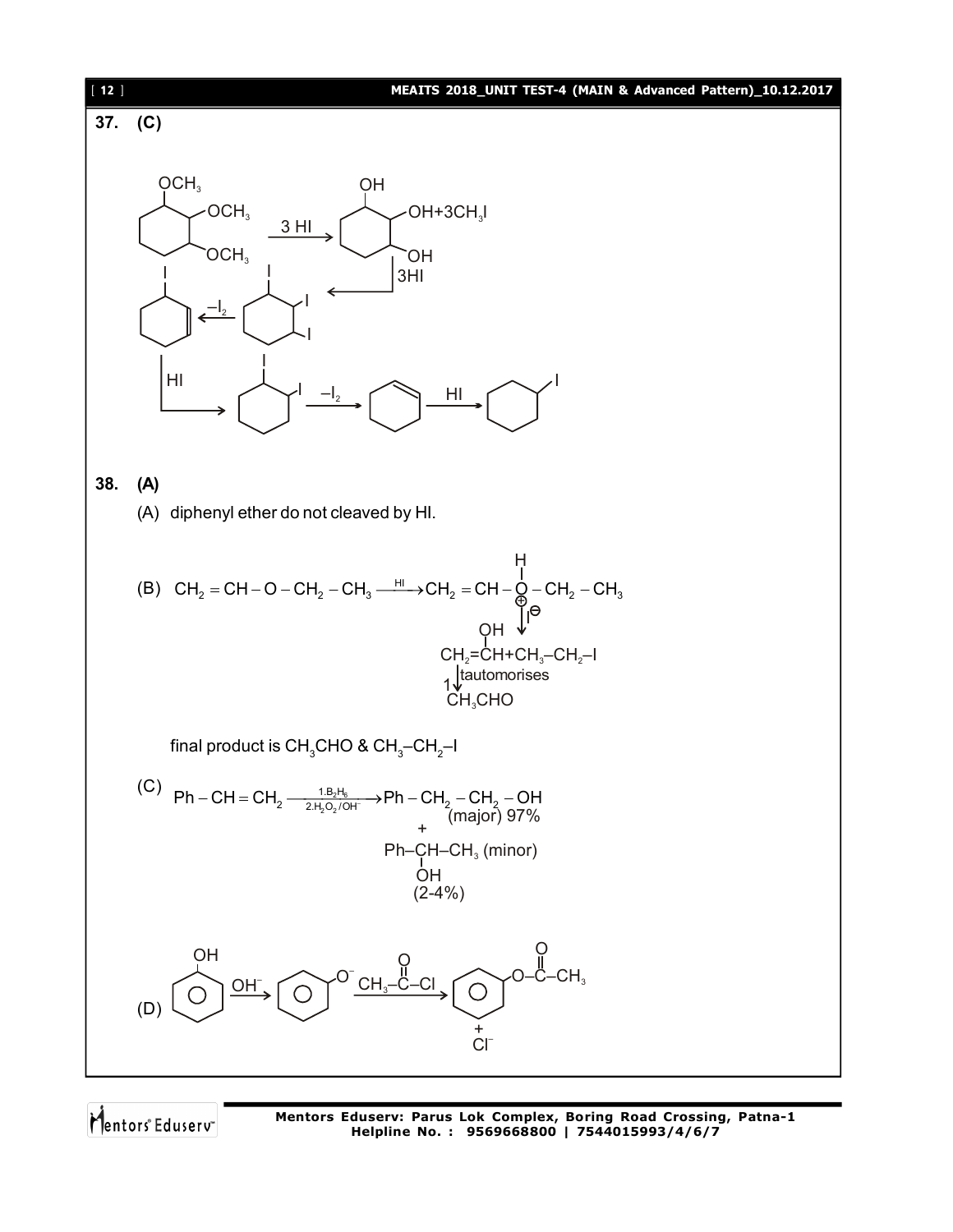**37. (C)**

$$\text{1,2,3-Trimethoxycyclohexane} \xrightarrow{3\,HI} \text{Cyclohexane-1,2,3-triol} + 3CH_3I$$

$$\text{Cyclohexane-1,2,3-triol} \xrightarrow{3HI} \text{1,2,3-Triiodocyclohexane} \xrightarrow{-I_2} \text{3-Iodocyclohexene} \xrightarrow{HI} \text{1,2-Diiodocyclohexane} \xrightarrow{-I_2} \text{Cyclohexene} \xrightarrow{HI} \text{Iodocyclohexane}$$

**38. (A)**

(A) diphenyl ether do not cleaved by HI.

(B) $CH_2 = CH - O - CH_2 - CH_3 \xrightarrow{HI} CH_2 = CH - \overset{\oplus}{O}(H) - CH_2 - CH_3 \; (I^{\ominus})$

$\longrightarrow CH_2 = CH(OH) + CH_3 - CH_2 - I$

$CH_2 = CH(OH) \xrightarrow{\text{tautomorises}} CH_3CHO$

final product is $CH_3CHO$ & $CH_3–CH_2–I$

(C) $Ph - CH = CH_2 \xrightarrow[2.H_2O_2/OH^-]{1.B_2H_6} Ph - CH_2 - CH_2 - OH$ (major) 97% $+$ $Ph–CH(OH)–CH_3$ (minor) (2-4%)

(D) $\text{Phenol} \xrightarrow{OH^-} \text{Phenoxide } (C_6H_5O^-) \xrightarrow{CH_3COCl} C_6H_5–O–CO–CH_3 + Cl^-$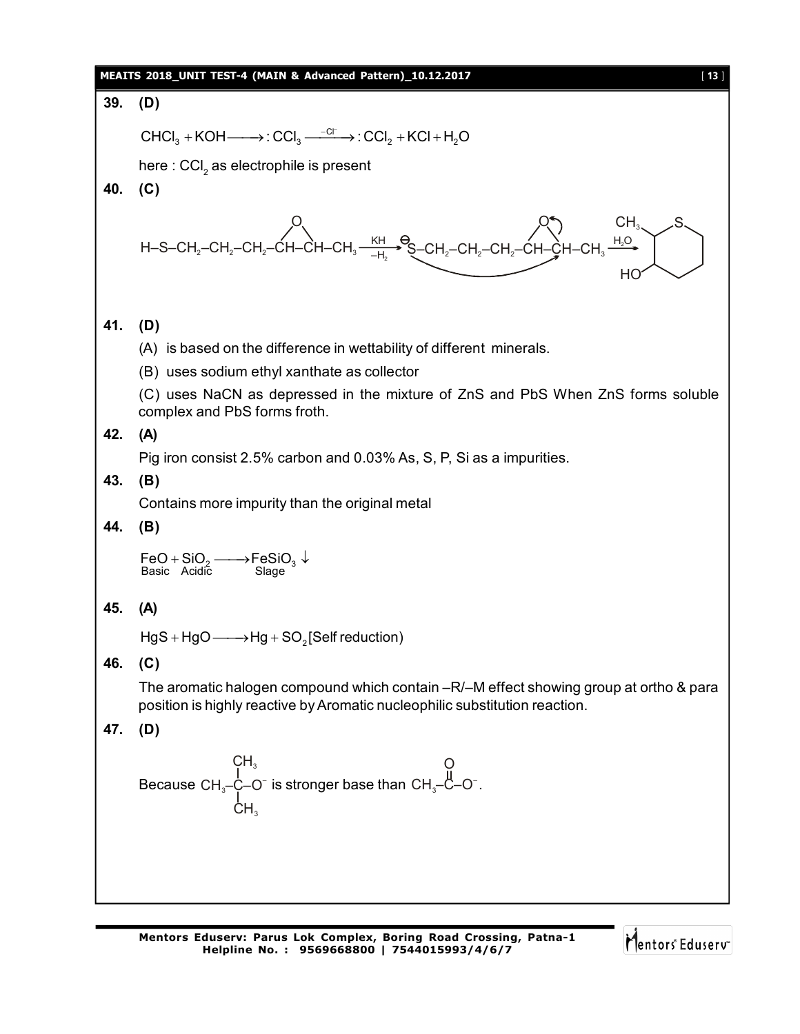**39. (D)**

$$CHCl_3 + KOH \longrightarrow :CCl_3^- \xrightarrow{-Cl^-} :CCl_2 + KCl + H_2O$$

here : $CCl_2$ as electrophile is present

**40. (C)**

$$H\text{–}S\text{–}CH_2\text{–}CH_2\text{–}CH_2\text{–}\overset{O}{\overbrace{CH\text{–}CH}}\text{–}CH_3 \xrightarrow[-H_2]{KH} \overset{\ominus}{S}\text{–}CH_2\text{–}CH_2\text{–}CH_2\text{–}\overset{O}{\overbrace{CH\text{–}CH}}\text{–}CH_3 \xrightarrow{H_2O}$$ (six-membered ring containing S, with $CH_3$ and $HO$ substituents)

**41. (D)**

(A) is based on the difference in wettability of different minerals.

(B) uses sodium ethyl xanthate as collector

(C) uses NaCN as depressed in the mixture of ZnS and PbS When ZnS forms soluble complex and PbS forms froth.

**42. (A)**

Pig iron consist 2.5% carbon and 0.03% As, S, P, Si as a impurities.

**43. (B)**

Contains more impurity than the original metal

**44. (B)**

$$\underset{Basic}{FeO} + \underset{Acidic}{SiO_2} \longrightarrow \underset{Slage}{FeSiO_3} \downarrow$$

**45. (A)**

$HgS + HgO \longrightarrow Hg + SO_2$ [Self reduction)

**46. (C)**

The aromatic halogen compound which contain –R/–M effect showing group at ortho & para position is highly reactive by Aromatic nucleophilic substitution reaction.

**47. (D)**

Because $CH_3\text{–}\underset{CH_3}{\overset{CH_3}{C}}\text{–}O^-$ is stronger base than $CH_3\text{–}\overset{O}{\overset{\|}{C}}\text{–}O^-$.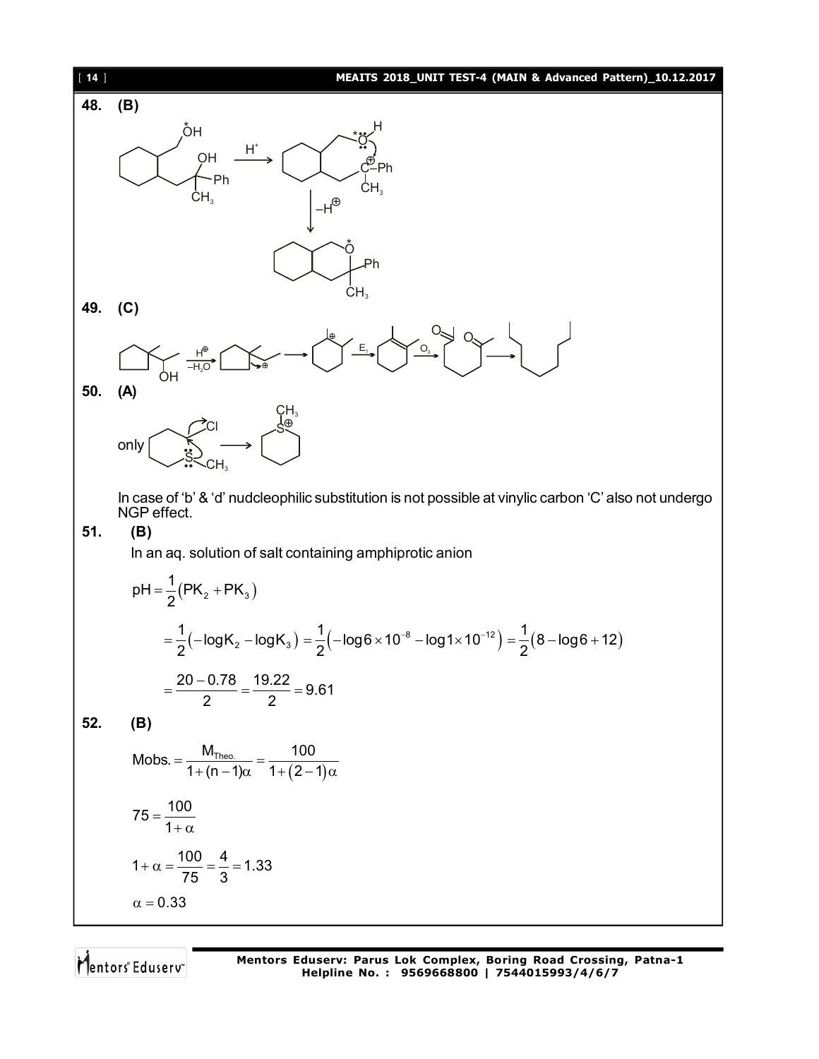**48. (B)**

**49. (C)**

$$\xrightarrow[-H_2O]{H^{\oplus}} \qquad \xrightarrow{E_1} \qquad \xrightarrow{O_3}$$

**50. (A)**

only

In case of 'b' & 'd' nudcleophilic substitution is not possible at vinylic carbon 'C' also not undergo NGP effect.

**51. (B)**

In an aq. solution of salt containing amphiprotic anion

$$pH = \frac{1}{2}(PK_2 + PK_3)$$

$$= \frac{1}{2}(-\log K_2 - \log K_3) = \frac{1}{2}(-\log 6 \times 10^{-8} - \log 1 \times 10^{-12}) = \frac{1}{2}(8 - \log 6 + 12)$$

$$= \frac{20 - 0.78}{2} = \frac{19.22}{2} = 9.61$$

**52. (B)**

$$\text{Mobs.} = \frac{M_{\text{Theo.}}}{1 + (n-1)\alpha} = \frac{100}{1 + (2-1)\alpha}$$

$$75 = \frac{100}{1+\alpha}$$

$$1 + \alpha = \frac{100}{75} = \frac{4}{3} = 1.33$$

$$\alpha = 0.33$$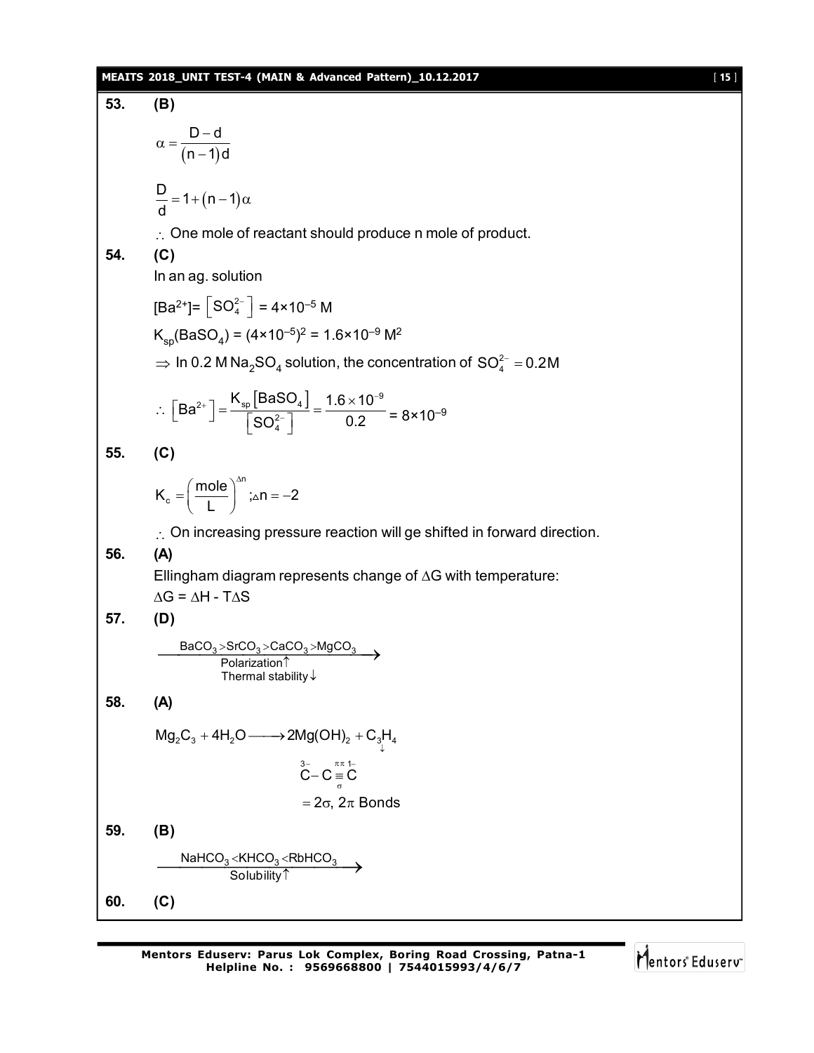**53.** **(B)**

$$\alpha = \frac{D-d}{(n-1)d}$$

$$\frac{D}{d} = 1 + (n-1)\alpha$$

$\therefore$ One mole of reactant should produce n mole of product.

**54.** **(C)**

In an ag. solution

$[Ba^{2+}] = \left[SO_4^{2-}\right] = 4\times10^{-5}$ M

$K_{sp}(BaSO_4) = (4\times10^{-5})^2 = 1.6\times10^{-9}\ M^2$

$\Rightarrow$ In 0.2 M $Na_2SO_4$ solution, the concentration of $SO_4^{2-} = 0.2M$

$$\therefore \left[Ba^{2+}\right] = \frac{K_{sp}\left[BaSO_4\right]}{\left[SO_4^{2-}\right]} = \frac{1.6\times10^{-9}}{0.2} = 8\times10^{-9}$$

**55.** **(C)**

$$K_c = \left(\frac{\text{mole}}{L}\right)^{\Delta n}; \Delta n = -2$$

$\therefore$ On increasing pressure reaction will ge shifted in forward direction.

**56.** **(A)**

Ellingham diagram represents change of $\Delta G$ with temperature:

$\Delta G = \Delta H - T\Delta S$

**57.** **(D)**

$$\xrightarrow[\substack{\text{Polarization}\uparrow \\ \text{Thermal stability}\downarrow}]{BaCO_3 > SrCO_3 > CaCO_3 > MgCO_3}$$

**58.** **(A)**

$$Mg_2C_3 + 4H_2O \longrightarrow 2Mg(OH)_2 + C_3H_4$$

$$\overset{3-}{C} - \underset{\sigma}{C} \overset{\pi\pi\ 1-}{\equiv C}$$

$= 2\sigma,\ 2\pi$ Bonds

**59.** **(B)**

$$\xrightarrow[\text{Solubility}\uparrow]{NaHCO_3 < KHCO_3 < RbHCO_3}$$

**60.** **(C)**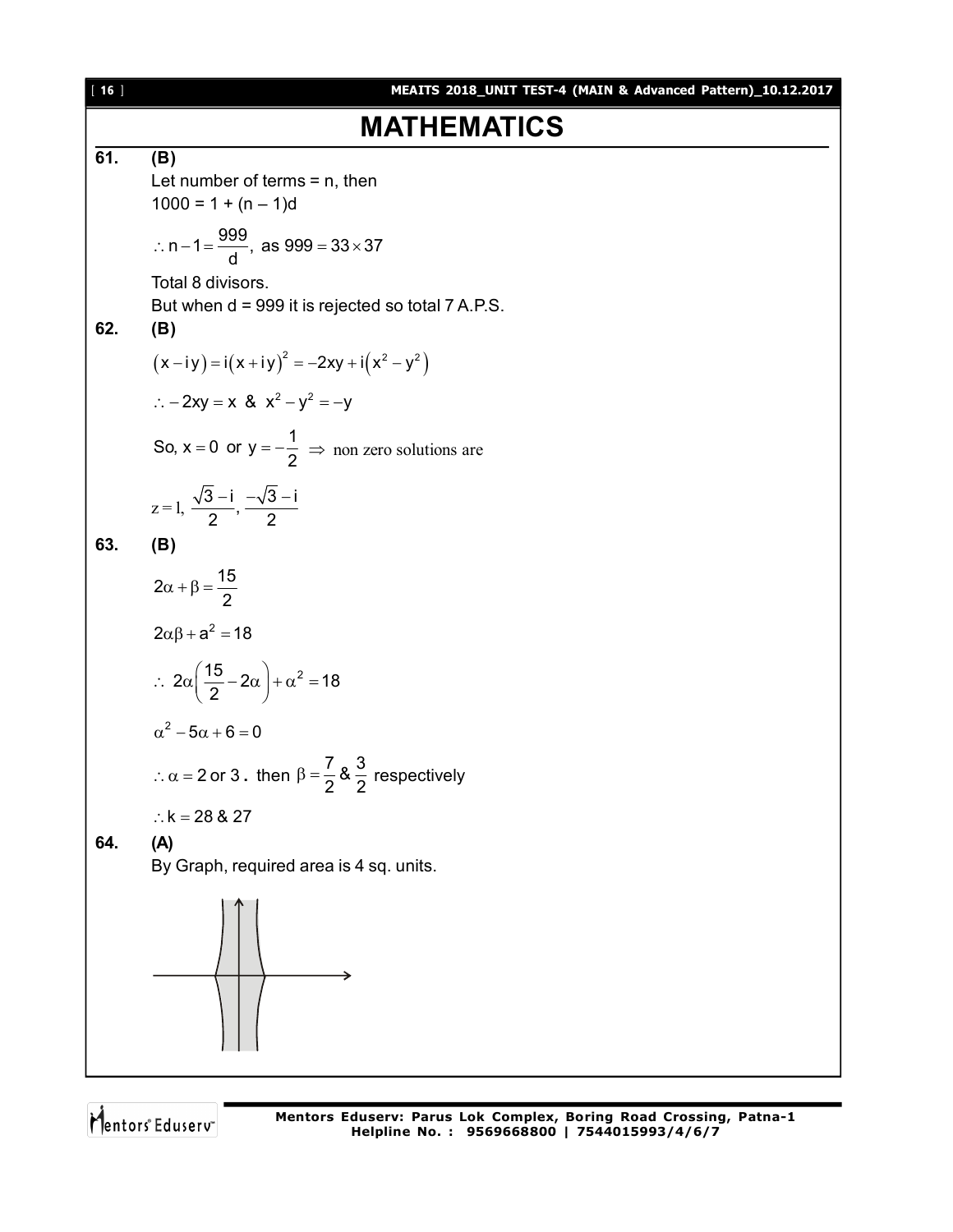# MATHEMATICS

**61. (B)**

Let number of terms = n, then

$1000 = 1 + (n - 1)d$

$\therefore n - 1 = \frac{999}{d}$, as $999 = 33 \times 37$

Total 8 divisors.

But when d = 999 it is rejected so total 7 A.P.S.

**62. (B)**

$(x - iy) = i(x + iy)^2 = -2xy + i(x^2 - y^2)$

$\therefore -2xy = x$ & $x^2 - y^2 = -y$

So, $x = 0$ or $y = -\frac{1}{2}$ $\Rightarrow$ non zero solutions are

$z = 1, \frac{\sqrt{3} - i}{2}, \frac{-\sqrt{3} - i}{2}$

**63. (B)**

$2\alpha + \beta = \frac{15}{2}$

$2\alpha\beta + a^2 = 18$

$\therefore 2\alpha\left(\frac{15}{2} - 2\alpha\right) + \alpha^2 = 18$

$\alpha^2 - 5\alpha + 6 = 0$

$\therefore \alpha = 2$ or $3$. then $\beta = \frac{7}{2}$ & $\frac{3}{2}$ respectively

$\therefore k = 28$ & $27$

**64. (A)**

By Graph, required area is 4 sq. units.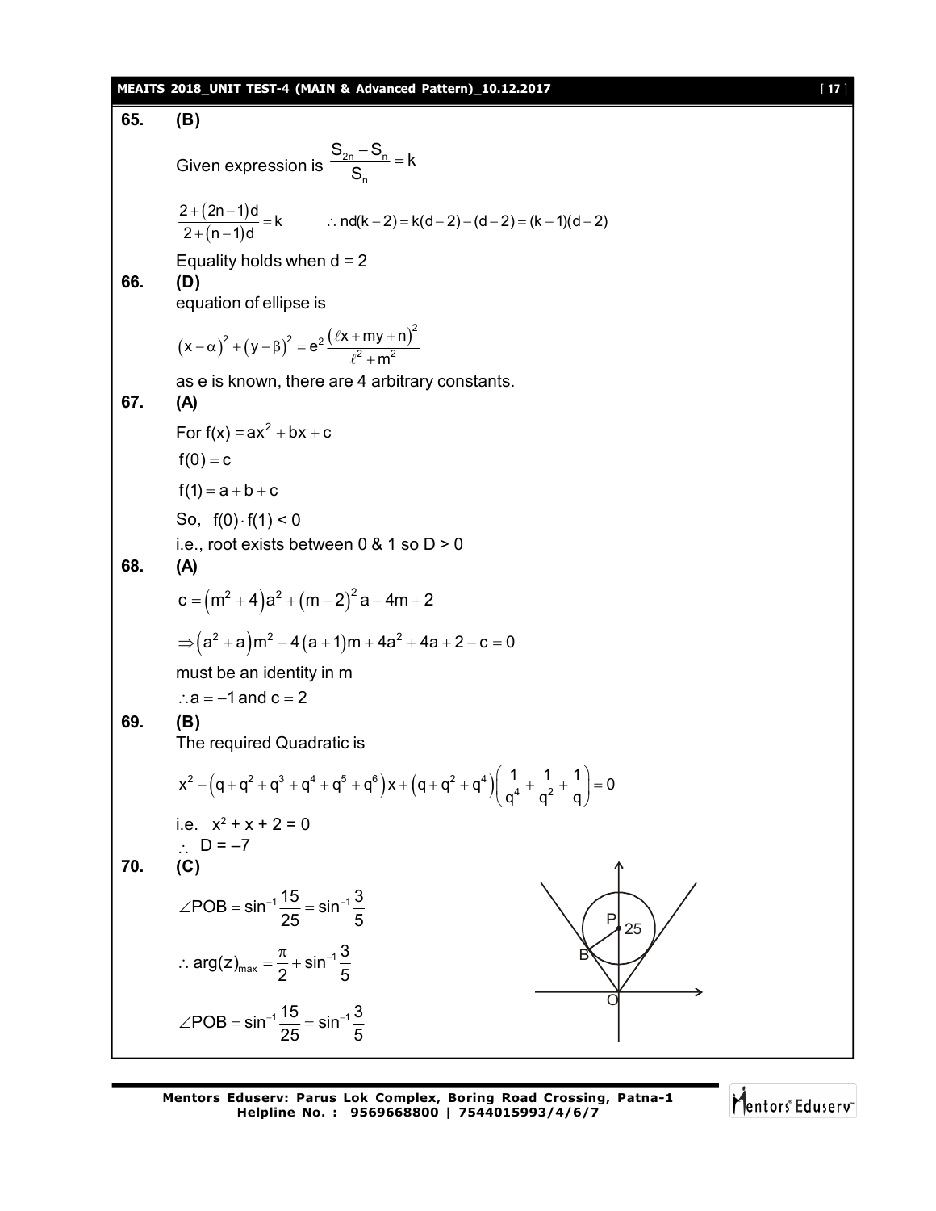**65.** **(B)**

Given expression is $\dfrac{S_{2n}-S_n}{S_n}=k$

$\dfrac{2+(2n-1)d}{2+(n-1)d}=k \qquad \therefore nd(k-2)=k(d-2)-(d-2)=(k-1)(d-2)$

Equality holds when d = 2

**66.** **(D)**

equation of ellipse is

$$(x-\alpha)^2+(y-\beta)^2=e^2\frac{(\ell x+my+n)^2}{\ell^2+m^2}$$

as e is known, there are 4 arbitrary constants.

**67.** **(A)**

For $f(x)=ax^2+bx+c$

$f(0)=c$

$f(1)=a+b+c$

So, $f(0)\cdot f(1)<0$

i.e., root exists between 0 & 1 so D > 0

**68.** **(A)**

$c=(m^2+4)a^2+(m-2)^2a-4m+2$

$\Rightarrow (a^2+a)m^2-4(a+1)m+4a^2+4a+2-c=0$

must be an identity in m

$\therefore a=-1$ and $c=2$

**69.** **(B)**

The required Quadratic is

$$x^2-(q+q^2+q^3+q^4+q^5+q^6)x+(q+q^2+q^4)\left(\frac{1}{q^4}+\frac{1}{q^2}+\frac{1}{q}\right)=0$$

i.e. $x^2+x+2=0$

$\therefore$ D = –7

**70.** **(C)**

$\angle POB=\sin^{-1}\dfrac{15}{25}=\sin^{-1}\dfrac{3}{5}$

$\therefore \arg(z)_{max}=\dfrac{\pi}{2}+\sin^{-1}\dfrac{3}{5}$

$\angle POB=\sin^{-1}\dfrac{15}{25}=\sin^{-1}\dfrac{3}{5}$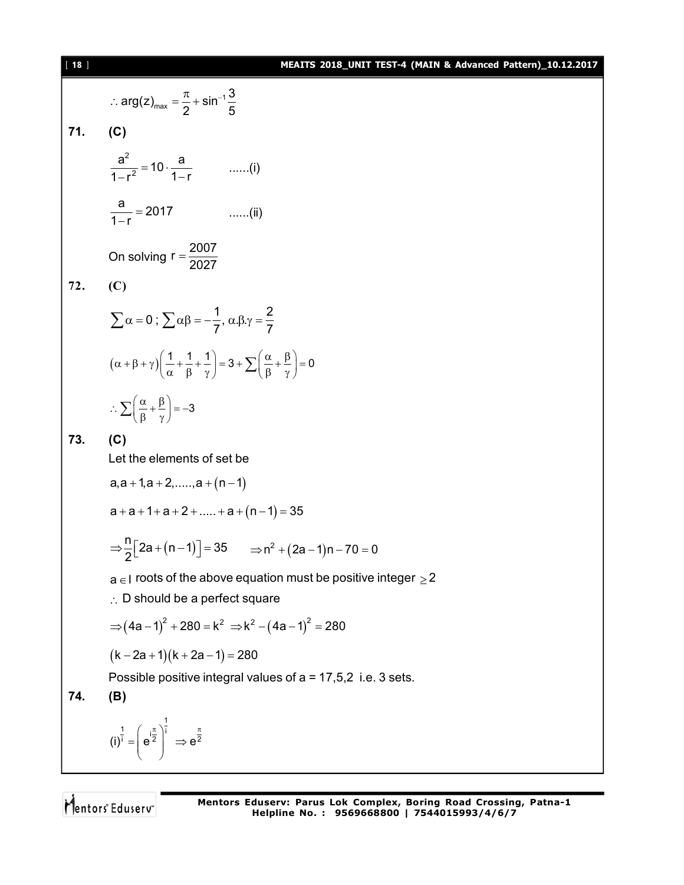$$\therefore \arg(z)_{max} = \frac{\pi}{2} + \sin^{-1}\frac{3}{5}$$

**71. (C)**

$$\frac{a^2}{1-r^2} = 10 \cdot \frac{a}{1-r} \qquad ......(i)$$

$$\frac{a}{1-r} = 2017 \qquad ......(ii)$$

On solving $r = \frac{2007}{2027}$

**72. (C)**

$$\sum \alpha = 0 \,;\, \sum \alpha\beta = -\frac{1}{7},\, \alpha.\beta.\gamma = \frac{2}{7}$$

$$(\alpha+\beta+\gamma)\left(\frac{1}{\alpha}+\frac{1}{\beta}+\frac{1}{\gamma}\right) = 3 + \sum\left(\frac{\alpha}{\beta}+\frac{\beta}{\gamma}\right) = 0$$

$$\therefore \sum\left(\frac{\alpha}{\beta}+\frac{\beta}{\gamma}\right) = -3$$

**73. (C)**

Let the elements of set be

$$a, a+1, a+2, ....., a+(n-1)$$

$$a + a + 1 + a + 2 + ..... + a + (n-1) = 35$$

$$\Rightarrow \frac{n}{2}\left[2a + (n-1)\right] = 35 \qquad \Rightarrow n^2 + (2a-1)n - 70 = 0$$

$a \in I$ roots of the above equation must be positive integer $\geq 2$

$\therefore$ D should be a perfect square

$$\Rightarrow (4a-1)^2 + 280 = k^2 \;\Rightarrow k^2 - (4a-1)^2 = 280$$

$$(k - 2a + 1)(k + 2a - 1) = 280$$

Possible positive integral values of a = 17,5,2 i.e. 3 sets.

**74. (B)**

$$(i)^{\frac{1}{i}} = \left(e^{i\frac{\pi}{2}}\right)^{\frac{1}{i}} \Rightarrow e^{\frac{\pi}{2}}$$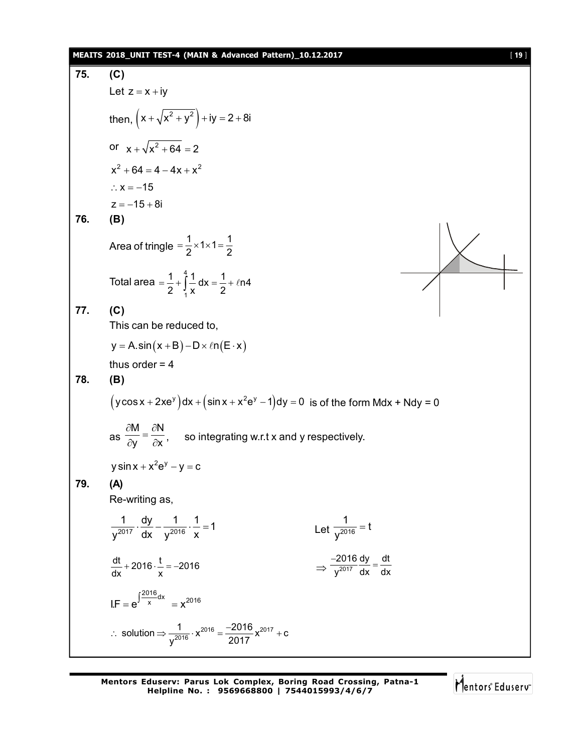**75. (C)**

Let $z = x + iy$

then, $\left(x + \sqrt{x^2 + y^2}\right) + iy = 2 + 8i$

or $x + \sqrt{x^2 + 64} = 2$

$x^2 + 64 = 4 - 4x + x^2$

$\therefore x = -15$

$z = -15 + 8i$

**76. (B)**

Area of tringle $= \frac{1}{2} \times 1 \times 1 = \frac{1}{2}$

Total area $= \frac{1}{2} + \int_1^4 \frac{1}{x} dx = \frac{1}{2} + \ell n 4$

**77. (C)**

This can be reduced to,

$y = A.\sin(x + B) - D \times \ell n(E \cdot x)$

thus order = 4

**78. (B)**

$\left(y\cos x + 2xe^y\right)dx + \left(\sin x + x^2 e^y - 1\right)dy = 0$ is of the form Mdx + Ndy = 0

as $\frac{\partial M}{\partial y} = \frac{\partial N}{\partial x}$, so integrating w.r.t x and y respectively.

$y\sin x + x^2 e^y - y = c$

**79. (A)**

Re-writing as,

$\frac{1}{y^{2017}} \cdot \frac{dy}{dx} - \frac{1}{y^{2016}} \cdot \frac{1}{x} = 1$

Let $\frac{1}{y^{2016}} = t$

$\Rightarrow \frac{-2016}{y^{2017}} \frac{dy}{dx} = \frac{dt}{dx}$

$\frac{dt}{dx} + 2016 \cdot \frac{t}{x} = -2016$

$I.F = e^{\int \frac{2016}{x} dx} = x^{2016}$

$\therefore$ solution $\Rightarrow \frac{1}{y^{2016}} \cdot x^{2016} = \frac{-2016}{2017} x^{2017} + c$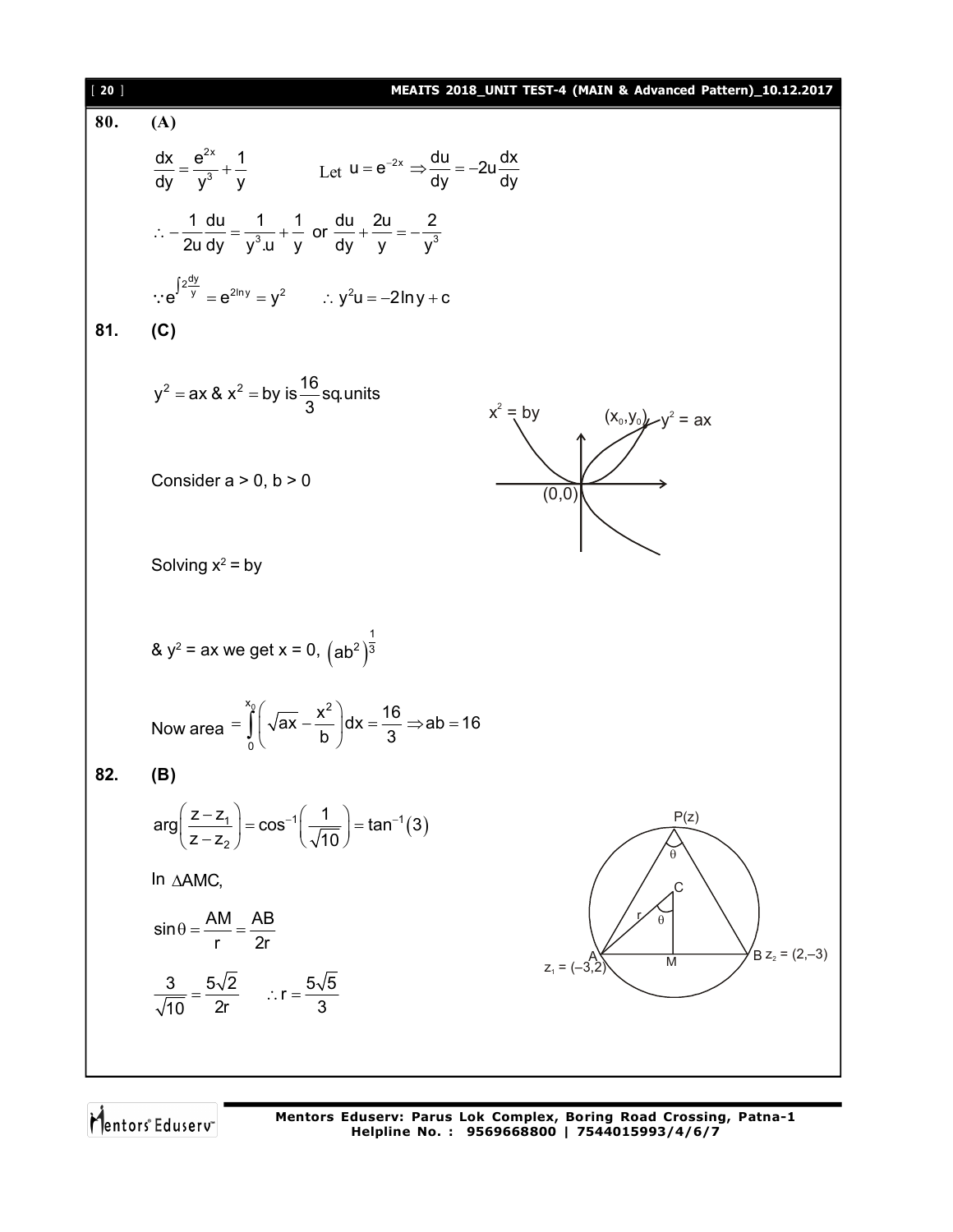**80. (A)**

$$\frac{dx}{dy} = \frac{e^{2x}}{y^3} + \frac{1}{y} \qquad \text{Let } u = e^{-2x} \Rightarrow \frac{du}{dy} = -2u\frac{dx}{dy}$$

$$\therefore -\frac{1}{2u}\frac{du}{dy} = \frac{1}{y^3.u} + \frac{1}{y} \text{ or } \frac{du}{dy} + \frac{2u}{y} = -\frac{2}{y^3}$$

$$\because e^{\int 2\frac{dy}{y}} = e^{2\ln y} = y^2 \qquad \therefore y^2u = -2\ln y + c$$

**81. (C)**

$y^2 = ax$ & $x^2 = by$ is $\frac{16}{3}$ sq.units

Consider a > 0, b > 0

Solving $x^2 = by$

& $y^2 = ax$ we get x = 0, $\left(ab^2\right)^{\frac{1}{3}}$

Now area $= \int_0^{x_0} \left(\sqrt{ax} - \frac{x^2}{b}\right)dx = \frac{16}{3} \Rightarrow ab = 16$

**82. (B)**

$$\arg\left(\frac{z - z_1}{z - z_2}\right) = \cos^{-1}\left(\frac{1}{\sqrt{10}}\right) = \tan^{-1}(3)$$

In $\triangle AMC$,

$$\sin\theta = \frac{AM}{r} = \frac{AB}{2r}$$

$$\frac{3}{\sqrt{10}} = \frac{5\sqrt{2}}{2r} \qquad \therefore r = \frac{5\sqrt{5}}{3}$$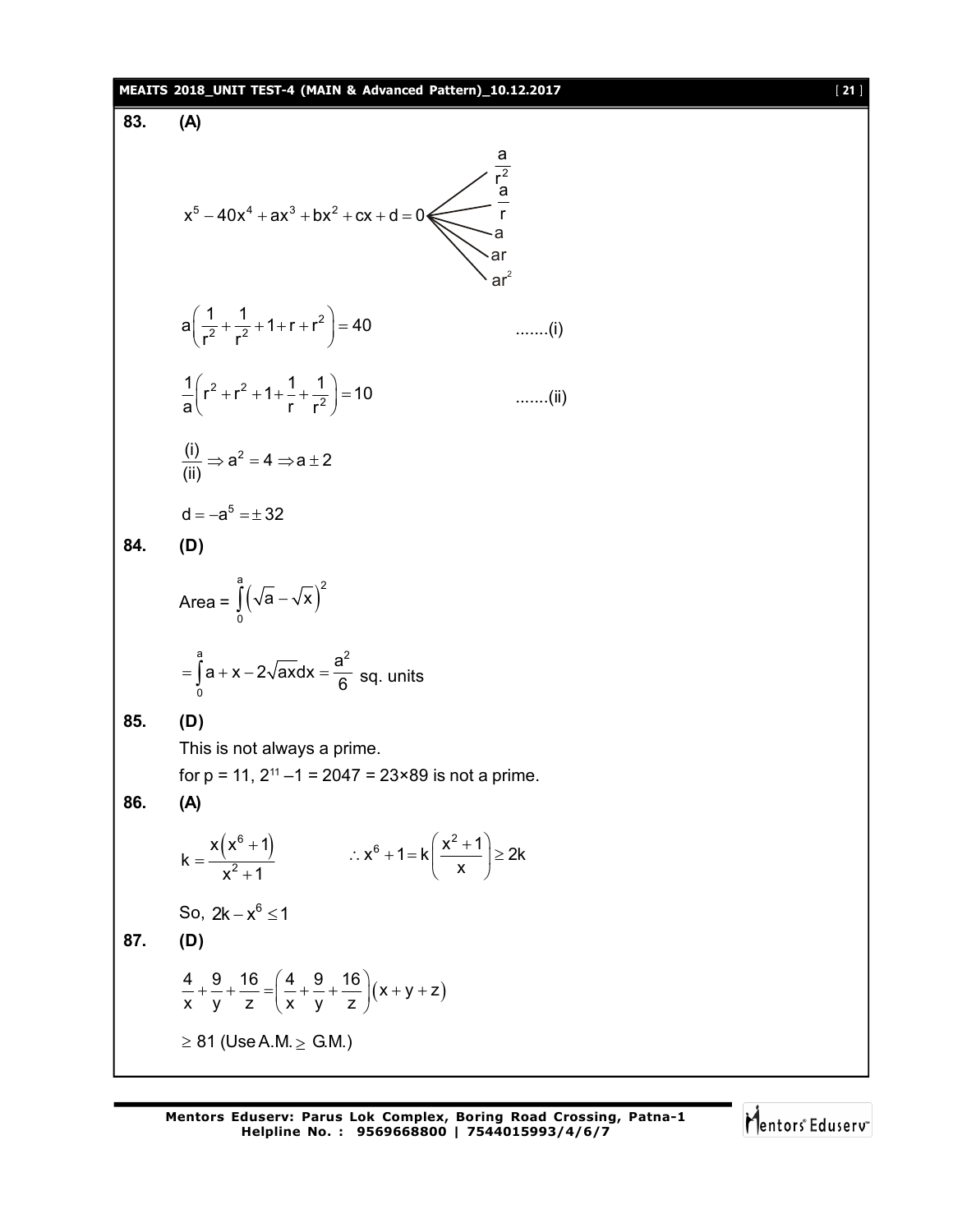**83. (A)**

$$x^5 - 40x^4 + ax^3 + bx^2 + cx + d = 0 \quad \begin{cases} \frac{a}{r^2} \\ \frac{a}{r} \\ a \\ ar \\ ar^2 \end{cases}$$

$$a\left(\frac{1}{r^2} + \frac{1}{r^2} + 1 + r + r^2\right) = 40 \qquad .......(i)$$

$$\frac{1}{a}\left(r^2 + r^2 + 1 + \frac{1}{r} + \frac{1}{r^2}\right) = 10 \qquad .......(ii)$$

$$\frac{(i)}{(ii)} \Rightarrow a^2 = 4 \Rightarrow a \pm 2$$

$$d = -a^5 = \pm 32$$

**84. (D)**

$$\text{Area} = \int_0^a \left(\sqrt{a} - \sqrt{x}\right)^2$$

$$= \int_0^a a + x - 2\sqrt{ax}dx = \frac{a^2}{6} \text{ sq. units}$$

**85. (D)**

This is not always a prime.

for p = 11, $2^{11} - 1 = 2047 = 23 \times 89$ is not a prime.

**86. (A)**

$$k = \frac{x\left(x^6 + 1\right)}{x^2 + 1} \qquad \therefore x^6 + 1 = k\left(\frac{x^2 + 1}{x}\right) \ge 2k$$

So, $2k - x^6 \le 1$

**87. (D)**

$$\frac{4}{x} + \frac{9}{y} + \frac{16}{z} = \left(\frac{4}{x} + \frac{9}{y} + \frac{16}{z}\right)\left(x + y + z\right)$$

$\ge 81$ (Use A.M. $\ge$ G.M.)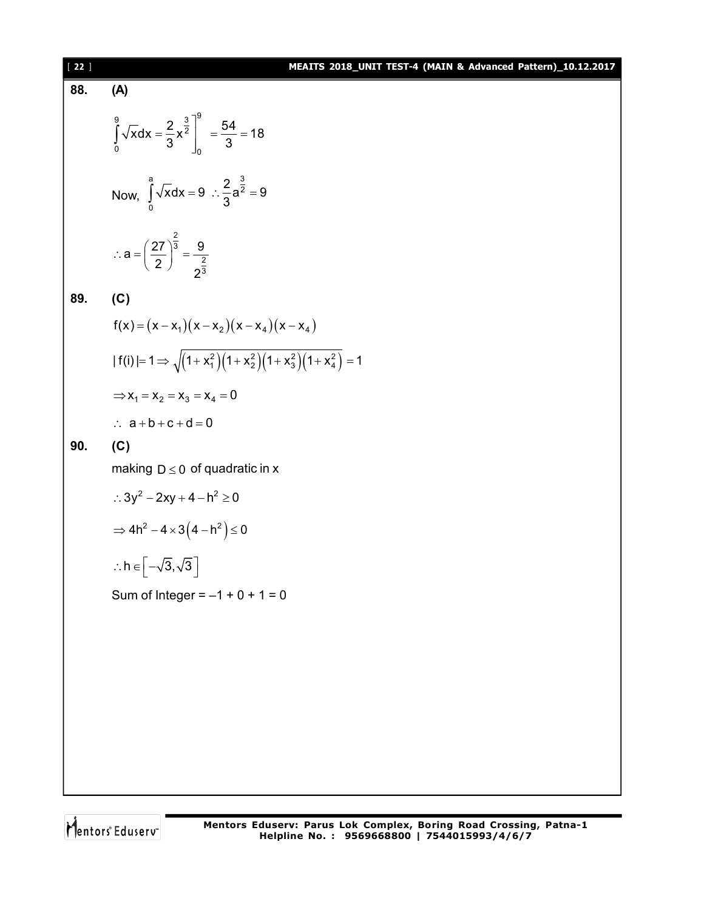**88.** **(A)**

$$\int_0^9 \sqrt{x}dx = \frac{2}{3}x^{\frac{3}{2}}\Bigg]_0^9 = \frac{54}{3} = 18$$

Now, $\int_0^a \sqrt{x}dx = 9 \ \therefore \frac{2}{3}a^{\frac{3}{2}} = 9$

$$\therefore a = \left(\frac{27}{2}\right)^{\frac{2}{3}} = \frac{9}{2^{\frac{2}{3}}}$$

**89.** **(C)**

$$f(x) = (x - x_1)(x - x_2)(x - x_4)(x - x_4)$$

$$|f(i)| = 1 \Rightarrow \sqrt{\left(1+x_1^2\right)\left(1+x_2^2\right)\left(1+x_3^2\right)\left(1+x_4^2\right)} = 1$$

$$\Rightarrow x_1 = x_2 = x_3 = x_4 = 0$$

$$\therefore \ a + b + c + d = 0$$

**90.** **(C)**

making $D \leq 0$ of quadratic in x

$$\therefore 3y^2 - 2xy + 4 - h^2 \geq 0$$

$$\Rightarrow 4h^2 - 4 \times 3\left(4 - h^2\right) \leq 0$$

$$\therefore h \in \left[-\sqrt{3}, \sqrt{3}\right]$$

Sum of Integer = –1 + 0 + 1 = 0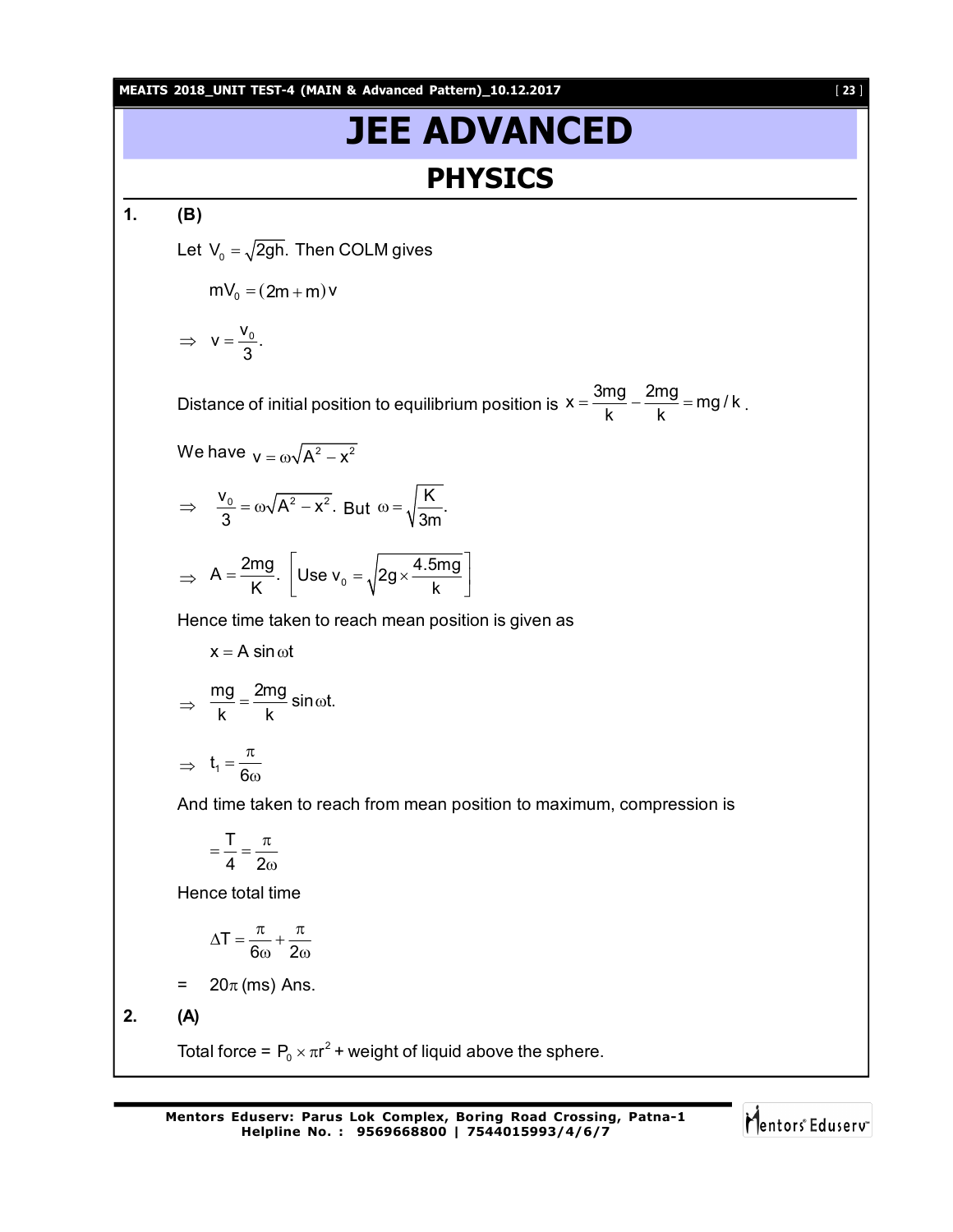# JEE ADVANCED

## PHYSICS

**1.** **(B)**

Let $V_0 = \sqrt{2gh}$. Then COLM gives

$$mV_0 = (2m + m)v$$

$$\Rightarrow \quad v = \frac{v_0}{3}.$$

Distance of initial position to equilibrium position is $x = \frac{3mg}{k} - \frac{2mg}{k} = mg/k$.

We have $v = \omega\sqrt{A^2 - x^2}$

$$\Rightarrow \quad \frac{v_0}{3} = \omega\sqrt{A^2 - x^2}. \text{ But } \omega = \sqrt{\frac{K}{3m}}.$$

$$\Rightarrow \quad A = \frac{2mg}{K}. \quad \left[\text{Use } v_0 = \sqrt{2g \times \frac{4.5mg}{k}}\right]$$

Hence time taken to reach mean position is given as

$$x = A \sin\omega t$$

$$\Rightarrow \quad \frac{mg}{k} = \frac{2mg}{k}\sin\omega t.$$

$$\Rightarrow \quad t_1 = \frac{\pi}{6\omega}$$

And time taken to reach from mean position to maximum, compression is

$$= \frac{T}{4} = \frac{\pi}{2\omega}$$

Hence total time

$$\Delta T = \frac{\pi}{6\omega} + \frac{\pi}{2\omega}$$

$= \quad 20\pi$ (ms) Ans.

**2.** **(A)**

Total force = $P_0 \times \pi r^2$ + weight of liquid above the sphere.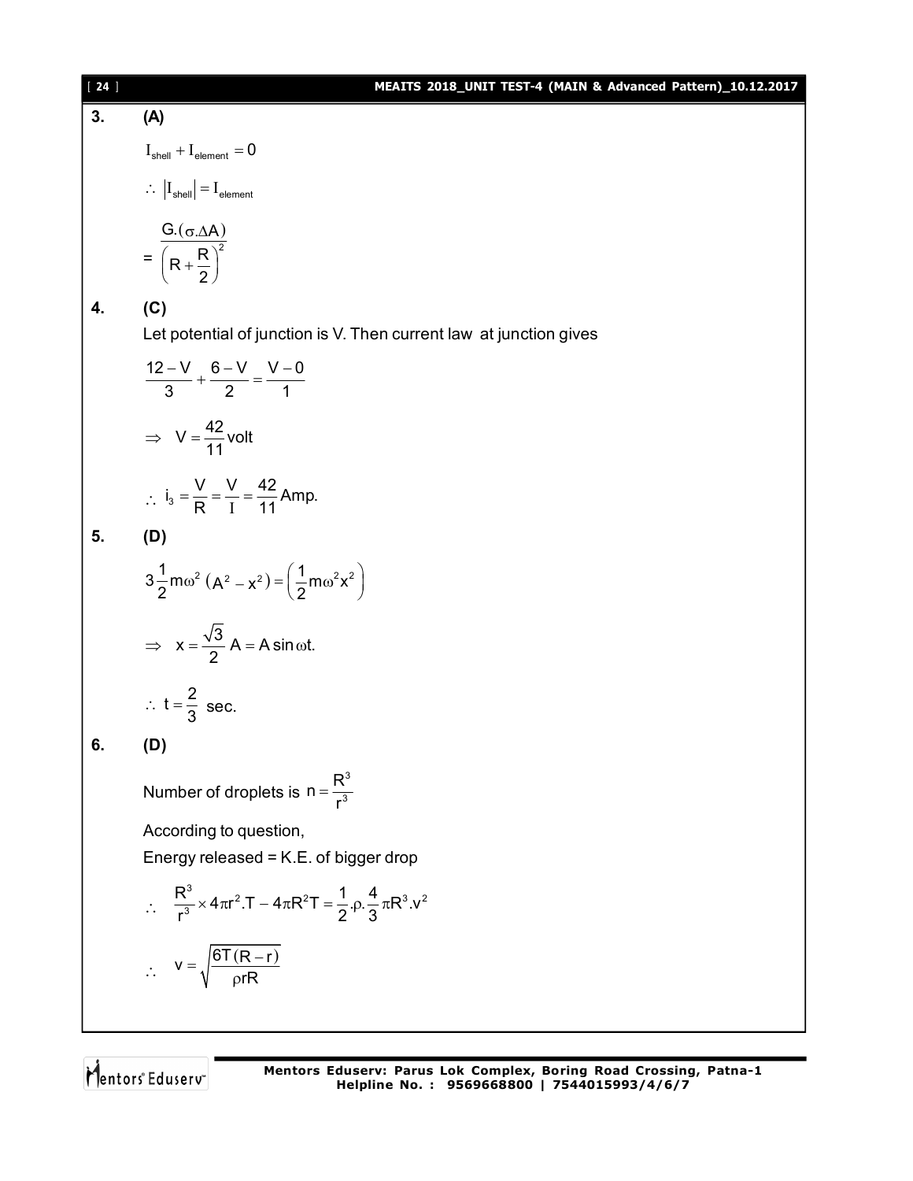**3.** **(A)**

$I_{shell} + I_{element} = 0$

$\therefore \ |I_{shell}| = I_{element}$

$= \dfrac{G.(\sigma.\Delta A)}{\left(R + \dfrac{R}{2}\right)^2}$

**4.** **(C)**

Let potential of junction is V. Then current law at junction gives

$$\frac{12 - V}{3} + \frac{6 - V}{2} = \frac{V - 0}{1}$$

$$\Rightarrow \ V = \frac{42}{11} \text{volt}$$

$$\therefore \ i_3 = \frac{V}{R} = \frac{V}{I} = \frac{42}{11} \text{Amp.}$$

**5.** **(D)**

$$3\frac{1}{2}m\omega^2 (A^2 - x^2) = \left(\frac{1}{2}m\omega^2 x^2\right)$$

$$\Rightarrow \ x = \frac{\sqrt{3}}{2} A = A \sin \omega t.$$

$$\therefore \ t = \frac{2}{3} \text{ sec.}$$

**6.** **(D)**

Number of droplets is $n = \dfrac{R^3}{r^3}$

According to question,

Energy released = K.E. of bigger drop

$$\therefore \quad \frac{R^3}{r^3} \times 4\pi r^2.T - 4\pi R^2 T = \frac{1}{2}.\rho.\frac{4}{3}\pi R^3.v^2$$

$$\therefore \quad v = \sqrt{\frac{6T(R - r)}{\rho r R}}$$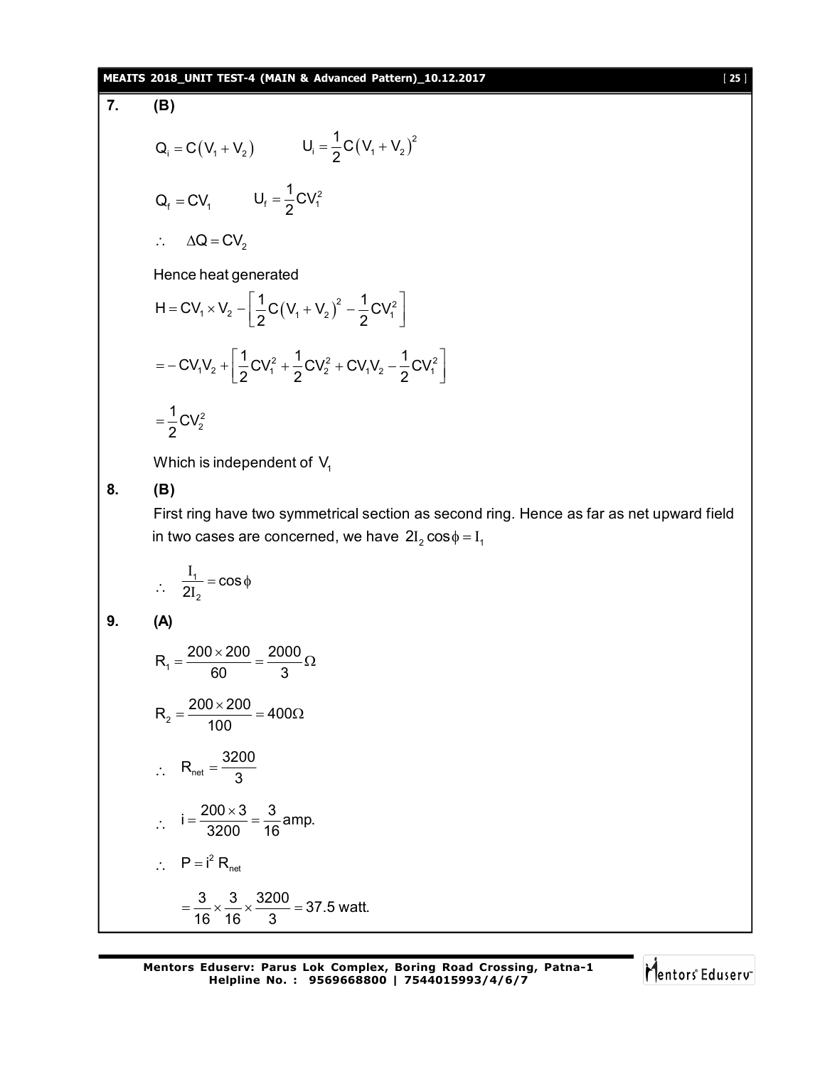**7.** **(B)**

$$Q_i = C(V_1 + V_2) \qquad U_i = \frac{1}{2}C(V_1 + V_2)^2$$

$$Q_f = CV_1 \qquad U_f = \frac{1}{2}CV_1^2$$

$\therefore \quad \Delta Q = CV_2$

Hence heat generated

$$H = CV_1 \times V_2 - \left[\frac{1}{2}C(V_1 + V_2)^2 - \frac{1}{2}CV_1^2\right]$$

$$= -CV_1V_2 + \left[\frac{1}{2}CV_1^2 + \frac{1}{2}CV_2^2 + CV_1V_2 - \frac{1}{2}CV_1^2\right]$$

$$= \frac{1}{2}CV_2^2$$

Which is independent of $V_1$

**8.** **(B)**

First ring have two symmetrical section as second ring. Hence as far as net upward field in two cases are concerned, we have $2I_2 \cos\phi = I_1$

$$\therefore \quad \frac{I_1}{2I_2} = \cos\phi$$

**9.** **(A)**

$$R_1 = \frac{200 \times 200}{60} = \frac{2000}{3}\Omega$$

$$R_2 = \frac{200 \times 200}{100} = 400\Omega$$

$$\therefore \quad R_{net} = \frac{3200}{3}$$

$$\therefore \quad i = \frac{200 \times 3}{3200} = \frac{3}{16}\text{amp.}$$

$$\therefore \quad P = i^2 R_{net}$$

$$= \frac{3}{16} \times \frac{3}{16} \times \frac{3200}{3} = 37.5 \text{ watt.}$$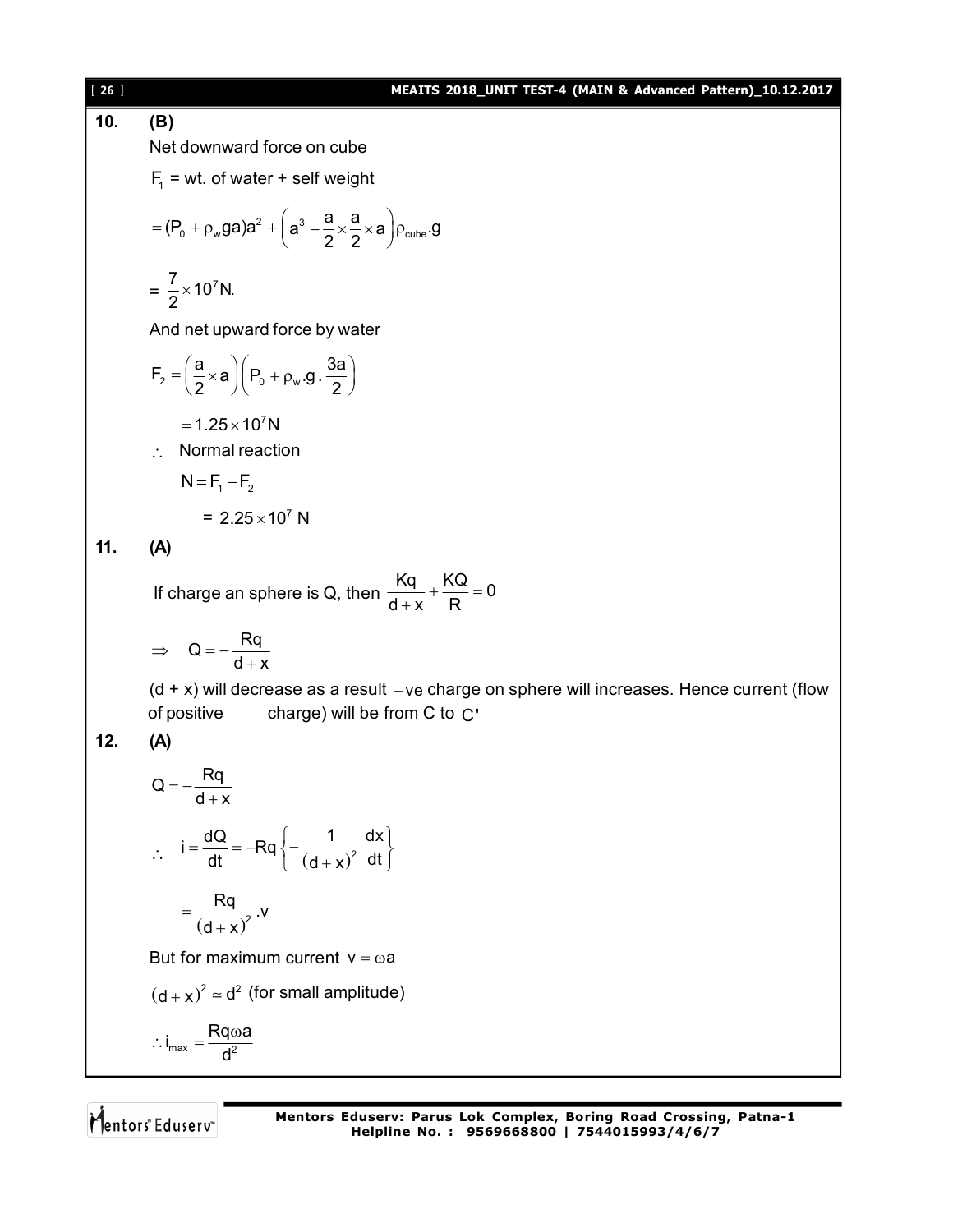**10. (B)**

Net downward force on cube

$F_1$ = wt. of water + self weight

$$= (P_0 + \rho_w g a)a^2 + \left(a^3 - \frac{a}{2} \times \frac{a}{2} \times a\right)\rho_{cube}.g$$

$= \dfrac{7}{2} \times 10^7 N.$

And net upward force by water

$$F_2 = \left(\frac{a}{2} \times a\right)\left(P_0 + \rho_w.g.\frac{3a}{2}\right)$$

$$= 1.25 \times 10^7 N$$

$\therefore$ Normal reaction

$$N = F_1 - F_2$$

$$= 2.25 \times 10^7 \text{ N}$$

**11. (A)**

If charge an sphere is Q, then $\dfrac{Kq}{d+x} + \dfrac{KQ}{R} = 0$

$$\Rightarrow \quad Q = -\frac{Rq}{d+x}$$

(d + x) will decrease as a result $-$ve charge on sphere will increases. Hence current (flow of positive charge) will be from C to $C'$

**12. (A)**

$$Q = -\frac{Rq}{d+x}$$

$$\therefore \quad i = \frac{dQ}{dt} = -Rq\left\{-\frac{1}{(d+x)^2}\frac{dx}{dt}\right\}$$

$$= \frac{Rq}{(d+x)^2}.v$$

But for maximum current $v = \omega a$

$(d+x)^2 \simeq d^2$ (for small amplitude)

$$\therefore i_{max} = \frac{Rq\omega a}{d^2}$$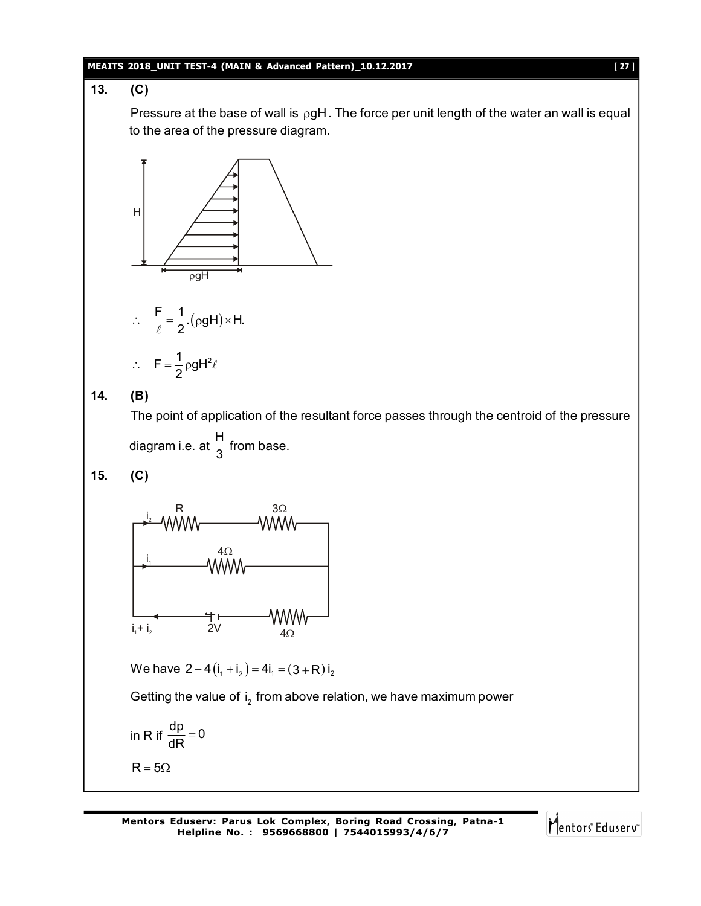**13. (C)**

Pressure at the base of wall is $\rho gH$. The force per unit length of the water an wall is equal to the area of the pressure diagram.

$$\therefore \quad \frac{F}{\ell} = \frac{1}{2}.(\rho gH) \times H.$$

$$\therefore \quad F = \frac{1}{2}\rho gH^2\ell$$

**14. (B)**

The point of application of the resultant force passes through the centroid of the pressure diagram i.e. at $\frac{H}{3}$ from base.

**15. (C)**

We have $2 - 4(i_1 + i_2) = 4i_1 = (3 + R)i_2$

Getting the value of $i_2$ from above relation, we have maximum power

in R if $\frac{dp}{dR} = 0$

$R = 5\Omega$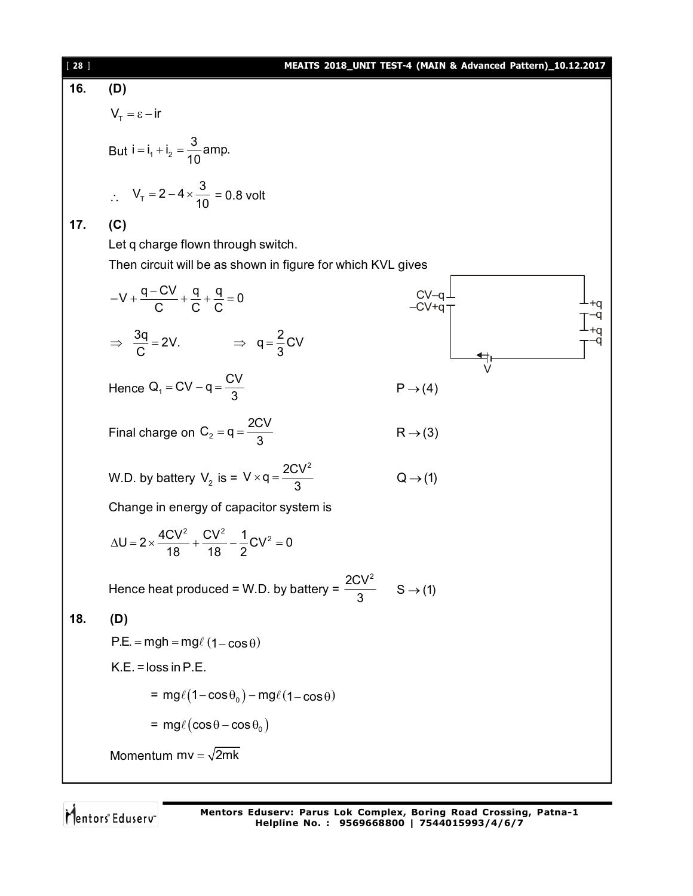**16. (D)**

$V_T = \varepsilon - ir$

But $i = i_1 + i_2 = \frac{3}{10}$ amp.

$\therefore \quad V_T = 2 - 4 \times \frac{3}{10}$ = 0.8 volt

**17. (C)**

Let q charge flown through switch.

Then circuit will be as shown in figure for which KVL gives

$$-V + \frac{q - CV}{C} + \frac{q}{C} + \frac{q}{C} = 0$$

$$\Rightarrow \quad \frac{3q}{C} = 2V. \qquad \Rightarrow \quad q = \frac{2}{3}CV$$

Hence $Q_1 = CV - q = \frac{CV}{3}$ $\qquad P \rightarrow (4)$

Final charge on $C_2 = q = \frac{2CV}{3}$ $\qquad R \rightarrow (3)$

W.D. by battery $V_2$ is = $V \times q = \frac{2CV^2}{3}$ $\qquad Q \rightarrow (1)$

Change in energy of capacitor system is

$$\Delta U = 2 \times \frac{4CV^2}{18} + \frac{CV^2}{18} - \frac{1}{2}CV^2 = 0$$

Hence heat produced = W.D. by battery = $\frac{2CV^2}{3}$ $\qquad S \rightarrow (1)$

**18. (D)**

$P.E. = mgh = mg\ell(1 - \cos\theta)$

K.E. = loss in P.E.

$= mg\ell(1 - \cos\theta_0) - mg\ell(1 - \cos\theta)$

$= mg\ell(\cos\theta - \cos\theta_0)$

Momentum $mv = \sqrt{2mk}$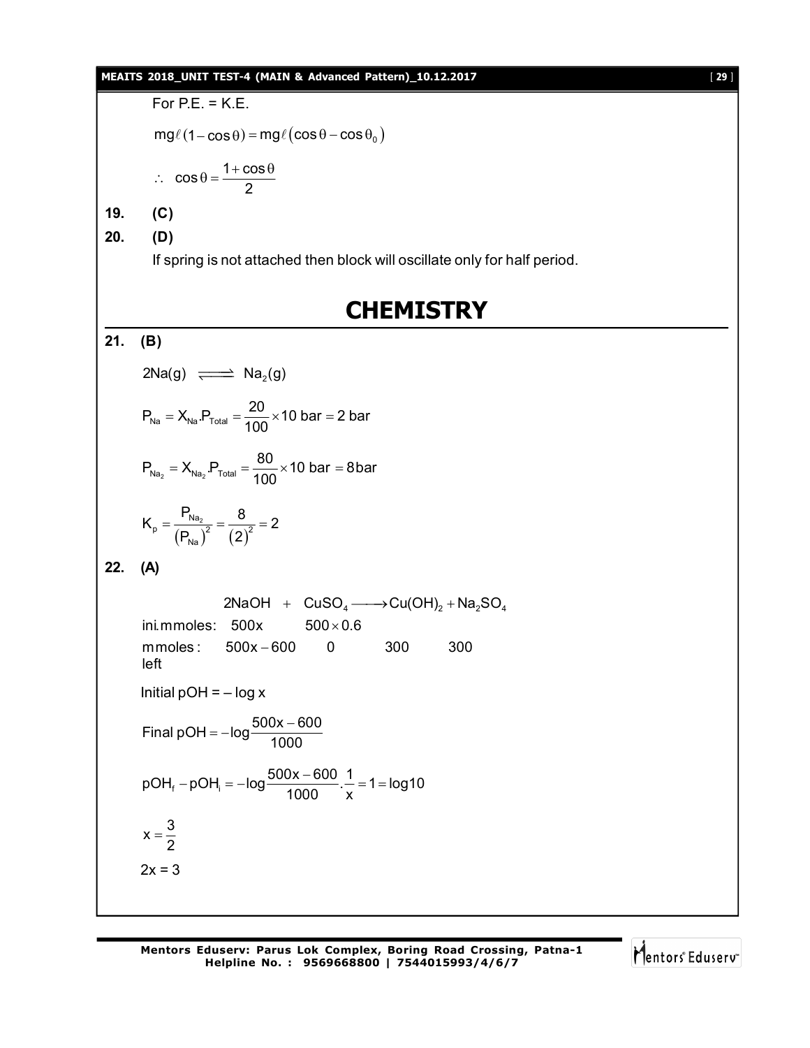For P.E. = K.E.

$$mg\ell(1-\cos\theta) = mg\ell\left(\cos\theta - \cos\theta_0\right)$$

$$\therefore \ \cos\theta = \frac{1+\cos\theta}{2}$$

**19. (C)**

**20. (D)**

If spring is not attached then block will oscillate only for half period.

# CHEMISTRY

**21. (B)**

$$2Na(g) \rightleftharpoons Na_2(g)$$

$$P_{Na} = X_{Na}.P_{Total} = \frac{20}{100}\times 10 \text{ bar} = 2 \text{ bar}$$

$$P_{Na_2} = X_{Na_2}.P_{Total} = \frac{80}{100}\times 10 \text{ bar} = 8\text{bar}$$

$$K_p = \frac{P_{Na_2}}{\left(P_{Na}\right)^2} = \frac{8}{\left(2\right)^2} = 2$$

**22. (A)**

| | $2NaOH$ | + $CuSO_4$ | $\longrightarrow Cu(OH)_2$ | $+ Na_2SO_4$ |
|---|---|---|---|---|
| ini.mmoles: | $500x$ | $500\times 0.6$ | | |
| mmoles left: | $500x - 600$ | $0$ | $300$ | $300$ |

Initial pOH = $-\log x$

$$\text{Final pOH} = -\log\frac{500x-600}{1000}$$

$$pOH_f - pOH_i = -\log\frac{500x-600}{1000}.\frac{1}{x} = 1 = \log 10$$

$$x = \frac{3}{2}$$

2x = 3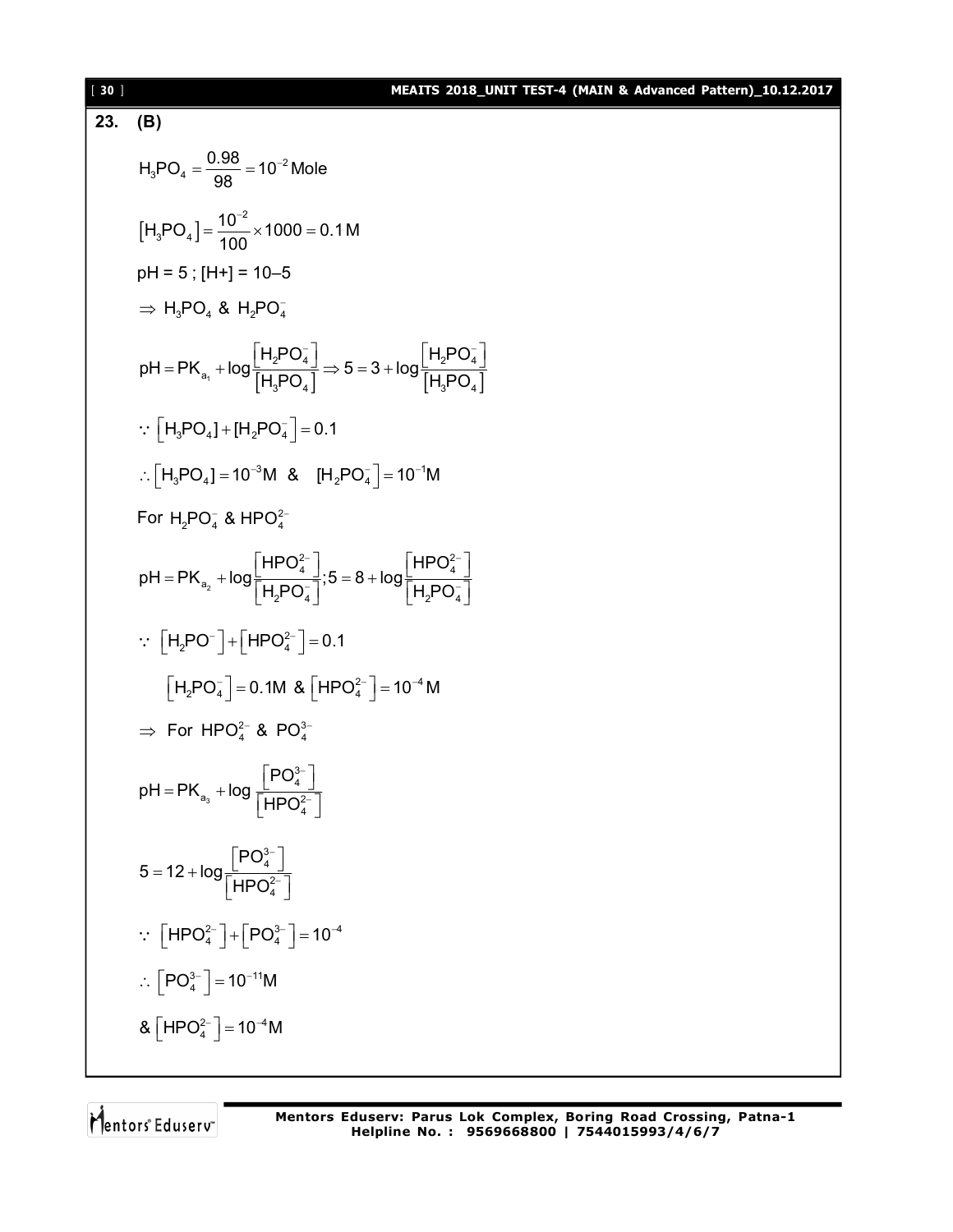**23. (B)**

$$H_3PO_4 = \frac{0.98}{98} = 10^{-2}\,\text{Mole}$$

$$\left[H_3PO_4\right] = \frac{10^{-2}}{100} \times 1000 = 0.1\,M$$

pH = 5 ; [H+] = 10–5

$\Rightarrow$ $H_3PO_4$ & $H_2PO_4^-$

$$pH = PK_{a_1} + \log\frac{\left[H_2PO_4^-\right]}{\left[H_3PO_4\right]} \Rightarrow 5 = 3 + \log\frac{\left[H_2PO_4^-\right]}{\left[H_3PO_4\right]}$$

$$\because \left[H_3PO_4\right] + \left[H_2PO_4^-\right] = 0.1$$

$$\therefore \left[H_3PO_4\right] = 10^{-3}M \;\;\&\;\; \left[H_2PO_4^-\right] = 10^{-1}M$$

For $H_2PO_4^-$ & $HPO_4^{2-}$

$$pH = PK_{a_2} + \log\frac{\left[HPO_4^{2-}\right]}{\left[H_2PO_4^-\right]}; 5 = 8 + \log\frac{\left[HPO_4^{2-}\right]}{\left[H_2PO_4^-\right]}$$

$$\because \left[H_2PO^-\right] + \left[HPO_4^{2-}\right] = 0.1$$

$$\left[H_2PO_4^-\right] = 0.1M \;\&\; \left[HPO_4^{2-}\right] = 10^{-4}M$$

$\Rightarrow$ For $HPO_4^{2-}$ & $PO_4^{3-}$

$$pH = PK_{a_3} + \log\frac{\left[PO_4^{3-}\right]}{\left[HPO_4^{2-}\right]}$$

$$5 = 12 + \log\frac{\left[PO_4^{3-}\right]}{\left[HPO_4^{2-}\right]}$$

$$\because \left[HPO_4^{2-}\right] + \left[PO_4^{3-}\right] = 10^{-4}$$

$$\therefore \left[PO_4^{3-}\right] = 10^{-11}M$$

$$\& \left[HPO_4^{2-}\right] = 10^{-4}M$$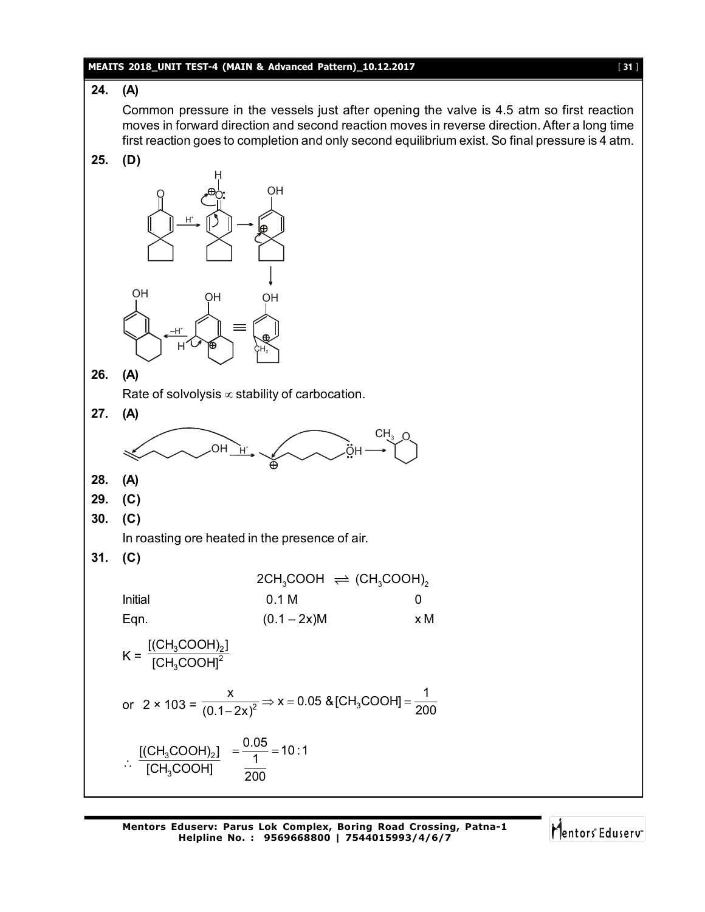**24. (A)**

Common pressure in the vessels just after opening the valve is 4.5 atm so first reaction moves in forward direction and second reaction moves in reverse direction. After a long time first reaction goes to completion and only second equilibrium exist. So final pressure is 4 atm.

**25. (D)**

**26. (A)**

Rate of solvolysis $\propto$ stability of carbocation.

**27. (A)**

**28. (A)**

**29. (C)**

**30. (C)**

In roasting ore heated in the presence of air.

**31. (C)**

| | $2CH_3COOH \rightleftharpoons$ | $(CH_3COOH)_2$ |
|---|---|---|
| Initial | 0.1 M | 0 |
| Eqn. | $(0.1 - 2x)$M | x M |

$$K = \frac{[(CH_3COOH)_2]}{[CH_3COOH]^2}$$

$$\text{or} \quad 2 \times 103 = \frac{x}{(0.1 - 2x)^2} \Rightarrow x = 0.05 \;\&\; [CH_3COOH] = \frac{1}{200}$$

$$\therefore \frac{[(CH_3COOH)_2]}{[CH_3COOH]} = \frac{0.05}{\frac{1}{200}} = 10 : 1$$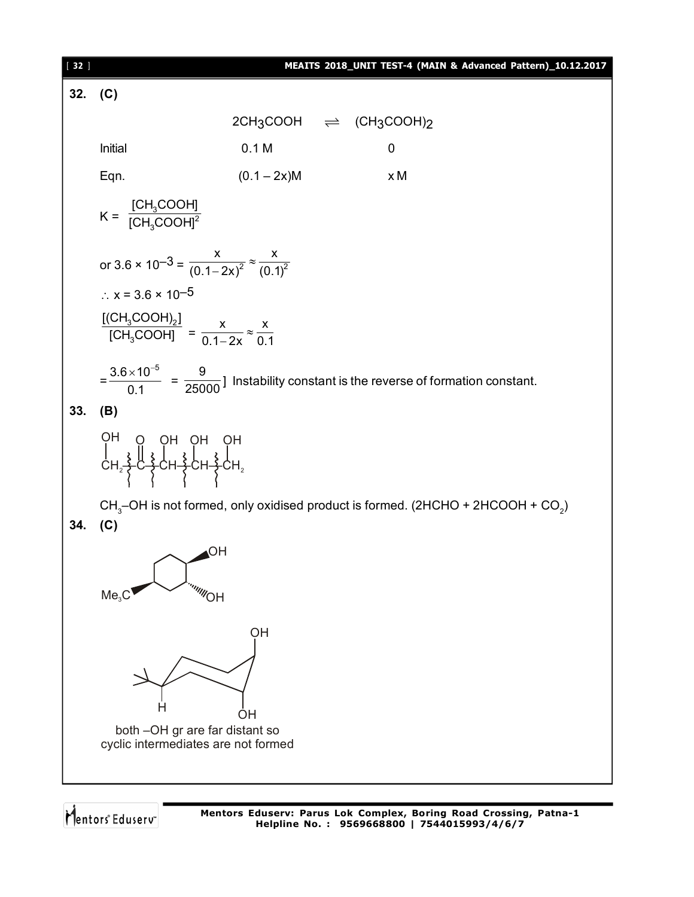**32. (C)**

$$2CH_3COOH \rightleftharpoons (CH_3COOH)_2$$

| | | |
|---|---|---|
| Initial | 0.1 M | 0 |
| Eqn. | (0.1 – 2x)M | x M |

$$K = \frac{[CH_3COOH]}{[CH_3COOH]^2}$$

or $3.6 \times 10^{-3} = \dfrac{x}{(0.1-2x)^2} \approx \dfrac{x}{(0.1)^2}$

$\therefore$ $x = 3.6 \times 10^{-5}$

$$\frac{[(CH_3COOH)_2]}{[CH_3COOH]} = \frac{x}{0.1-2x} \approx \frac{x}{0.1}$$

$= \dfrac{3.6 \times 10^{-5}}{0.1} = \dfrac{9}{25000}$ ] Instability constant is the reverse of formation constant.

**33. (B)**

$$\underset{\displaystyle CH_2}{\overset{OH}{|}} - \overset{O}{\overset{\|}{C}} - \underset{\displaystyle CH}{\overset{OH}{|}} - \underset{\displaystyle CH}{\overset{OH}{|}} - \underset{\displaystyle CH_2}{\overset{OH}{|}}$$

$CH_3$–OH is not formed, only oxidised product is formed. ($2HCHO + 2HCOOH + CO_2$)

**34. (C)**

both –OH gr are far distant so cyclic intermediates are not formed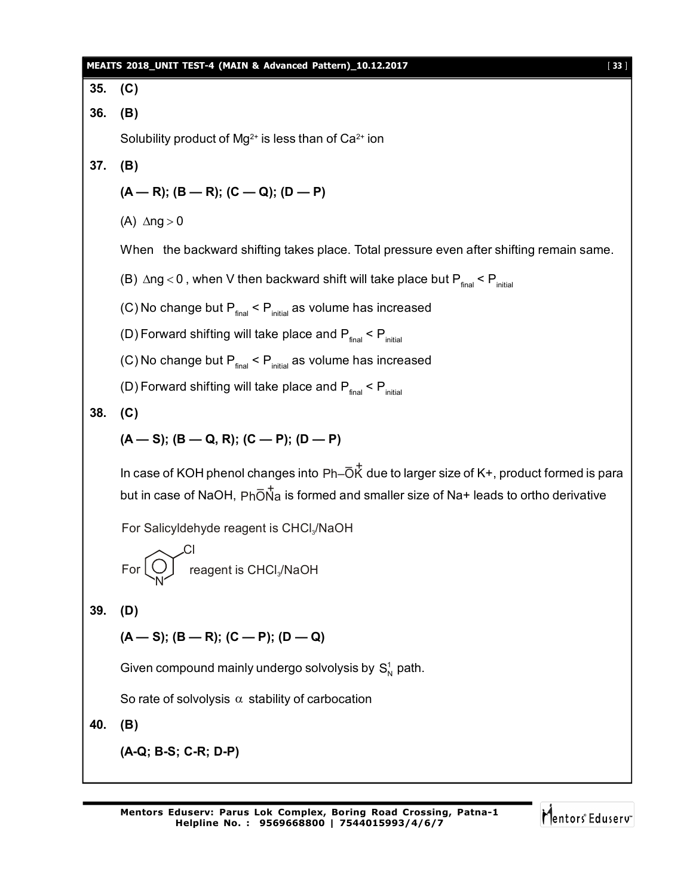**35. (C)**

**36. (B)**

Solubility product of $Mg^{2+}$ is less than of $Ca^{2+}$ ion

**37. (B)**

**(A — R); (B — R); (C — Q); (D — P)**

(A) $\Delta ng > 0$

When the backward shifting takes place. Total pressure even after shifting remain same.

(B) $\Delta ng < 0$, when V then backward shift will take place but $P_{final} < P_{initial}$

(C) No change but $P_{final} < P_{initial}$ as volume has increased

(D) Forward shifting will take place and $P_{final} < P_{initial}$

(C) No change but $P_{final} < P_{initial}$ as volume has increased

(D) Forward shifting will take place and $P_{final} < P_{initial}$

**38. (C)**

**(A — S); (B — Q, R); (C — P); (D — P)**

In case of KOH phenol changes into $Ph\text{–}\bar{O}\overset{+}{K}$ due to larger size of K+, product formed is para but in case of NaOH, $Ph\bar{O}\overset{+}{N}a$ is formed and smaller size of Na+ leads to ortho derivative

For Salicyldehyde reagent is $CHCl_3$/NaOH

For (3-chloropyridine) reagent is $CHCl_3$/NaOH

**39. (D)**

**(A — S); (B — R); (C — P); (D — Q)**

Given compound mainly undergo solvolysis by $S_N^1$ path.

So rate of solvolysis $\alpha$ stability of carbocation

**40. (B)**

**(A-Q; B-S; C-R; D-P)**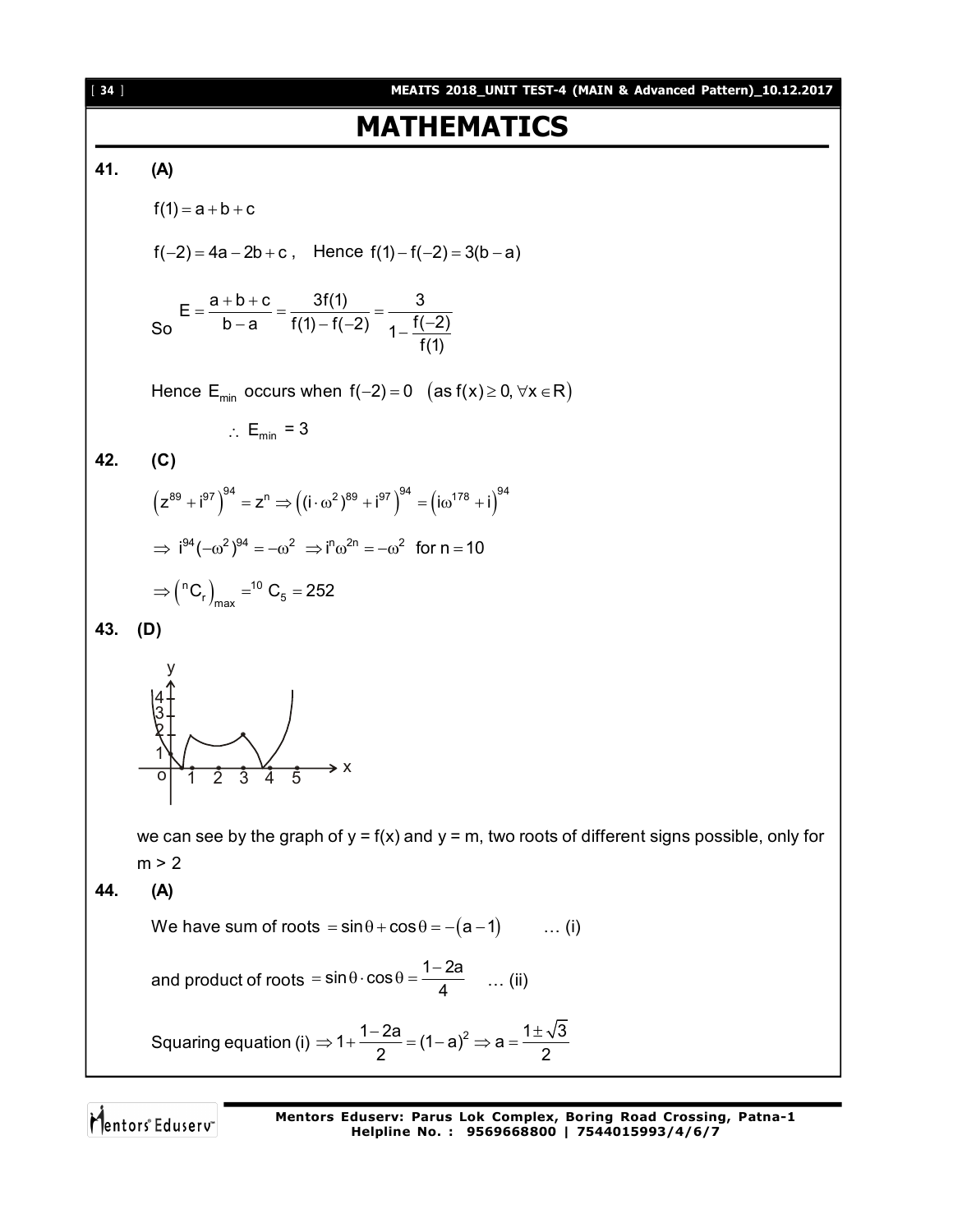# MATHEMATICS

**41. (A)**

$f(1) = a + b + c$

$f(-2) = 4a - 2b + c$, Hence $f(1) - f(-2) = 3(b - a)$

So $E = \dfrac{a+b+c}{b-a} = \dfrac{3f(1)}{f(1) - f(-2)} = \dfrac{3}{1 - \dfrac{f(-2)}{f(1)}}$

Hence $E_{min}$ occurs when $f(-2) = 0$ $\left(\text{as } f(x) \geq 0, \forall x \in R\right)$

$\therefore$ $E_{min}$ = 3

**42. (C)**

$\left(z^{89} + i^{97}\right)^{94} = z^n \Rightarrow \left((i \cdot \omega^2)^{89} + i^{97}\right)^{94} = \left(i\omega^{178} + i\right)^{94}$

$\Rightarrow i^{94}(-\omega^2)^{94} = -\omega^2 \Rightarrow i^n \omega^{2n} = -\omega^2$ for $n = 10$

$\Rightarrow \left({}^nC_r\right)_{max} = {}^{10}C_5 = 252$

**43. (D)**

we can see by the graph of y = f(x) and y = m, two roots of different signs possible, only for m > 2

**44. (A)**

We have sum of roots $= \sin\theta + \cos\theta = -(a - 1)$ … (i)

and product of roots $= \sin\theta \cdot \cos\theta = \dfrac{1-2a}{4}$ … (ii)

Squaring equation (i) $\Rightarrow 1 + \dfrac{1-2a}{2} = (1-a)^2 \Rightarrow a = \dfrac{1 \pm \sqrt{3}}{2}$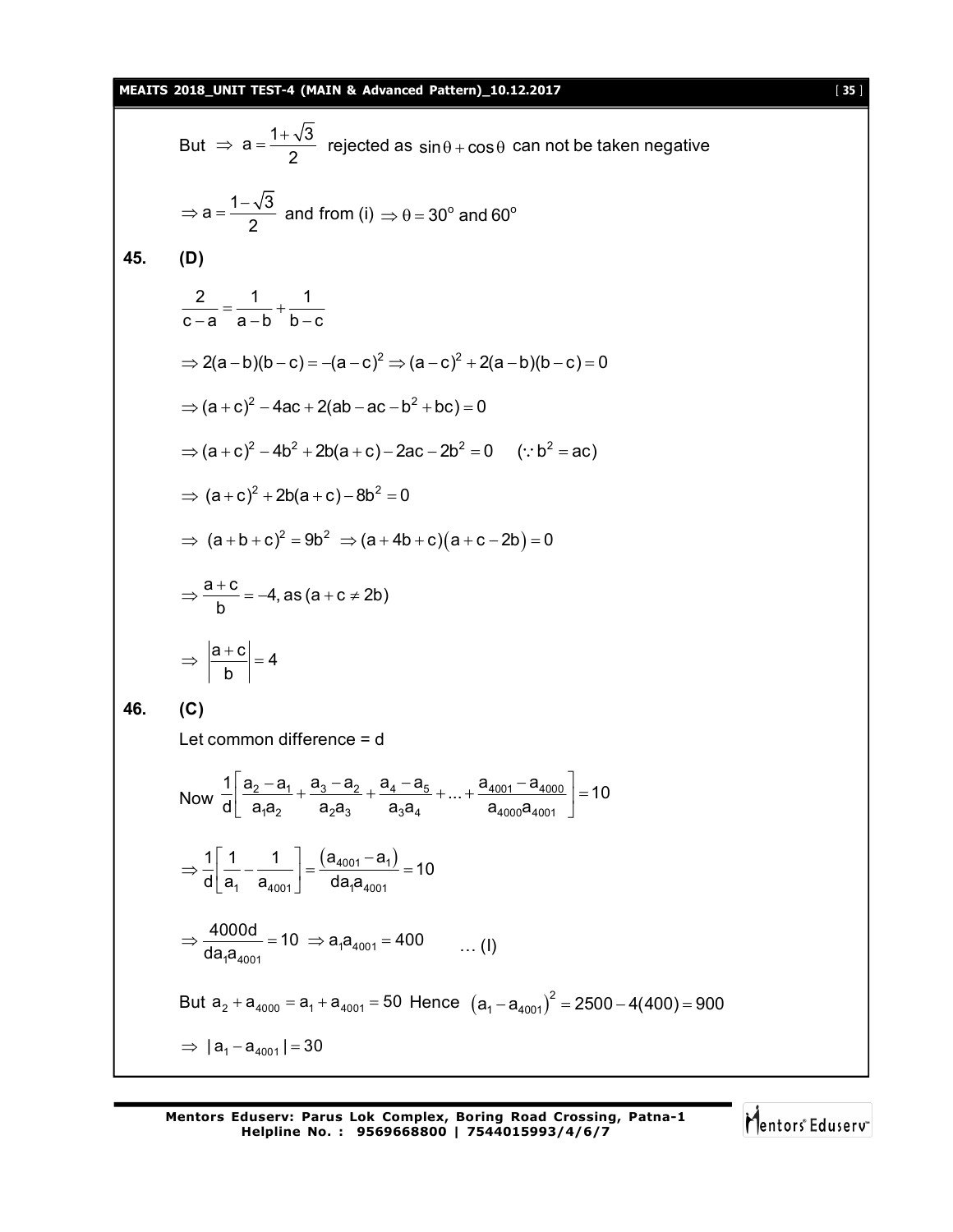But $\Rightarrow a = \frac{1+\sqrt{3}}{2}$ rejected as $\sin\theta + \cos\theta$ can not be taken negative

$\Rightarrow a = \frac{1-\sqrt{3}}{2}$ and from (i) $\Rightarrow \theta = 30^{\circ}$ and $60^{\circ}$

**45. (D)**

$$\frac{2}{c-a} = \frac{1}{a-b} + \frac{1}{b-c}$$

$$\Rightarrow 2(a-b)(b-c) = -(a-c)^2 \Rightarrow (a-c)^2 + 2(a-b)(b-c) = 0$$

$$\Rightarrow (a+c)^2 - 4ac + 2(ab - ac - b^2 + bc) = 0$$

$$\Rightarrow (a+c)^2 - 4b^2 + 2b(a+c) - 2ac - 2b^2 = 0 \quad (\because b^2 = ac)$$

$$\Rightarrow (a+c)^2 + 2b(a+c) - 8b^2 = 0$$

$$\Rightarrow (a+b+c)^2 = 9b^2 \Rightarrow (a+4b+c)(a+c-2b) = 0$$

$$\Rightarrow \frac{a+c}{b} = -4, \text{ as } (a+c \neq 2b)$$

$$\Rightarrow \left|\frac{a+c}{b}\right| = 4$$

**46. (C)**

Let common difference = d

$$\text{Now } \frac{1}{d}\left[\frac{a_2 - a_1}{a_1 a_2} + \frac{a_3 - a_2}{a_2 a_3} + \frac{a_4 - a_5}{a_3 a_4} + \ldots + \frac{a_{4001} - a_{4000}}{a_{4000} a_{4001}}\right] = 10$$

$$\Rightarrow \frac{1}{d}\left[\frac{1}{a_1} - \frac{1}{a_{4001}}\right] = \frac{(a_{4001} - a_1)}{d a_1 a_{4001}} = 10$$

$$\Rightarrow \frac{4000d}{d a_1 a_{4001}} = 10 \Rightarrow a_1 a_{4001} = 400 \qquad \ldots \text{(I)}$$

But $a_2 + a_{4000} = a_1 + a_{4001} = 50$ Hence $(a_1 - a_{4001})^2 = 2500 - 4(400) = 900$

$$\Rightarrow |a_1 - a_{4001}| = 30$$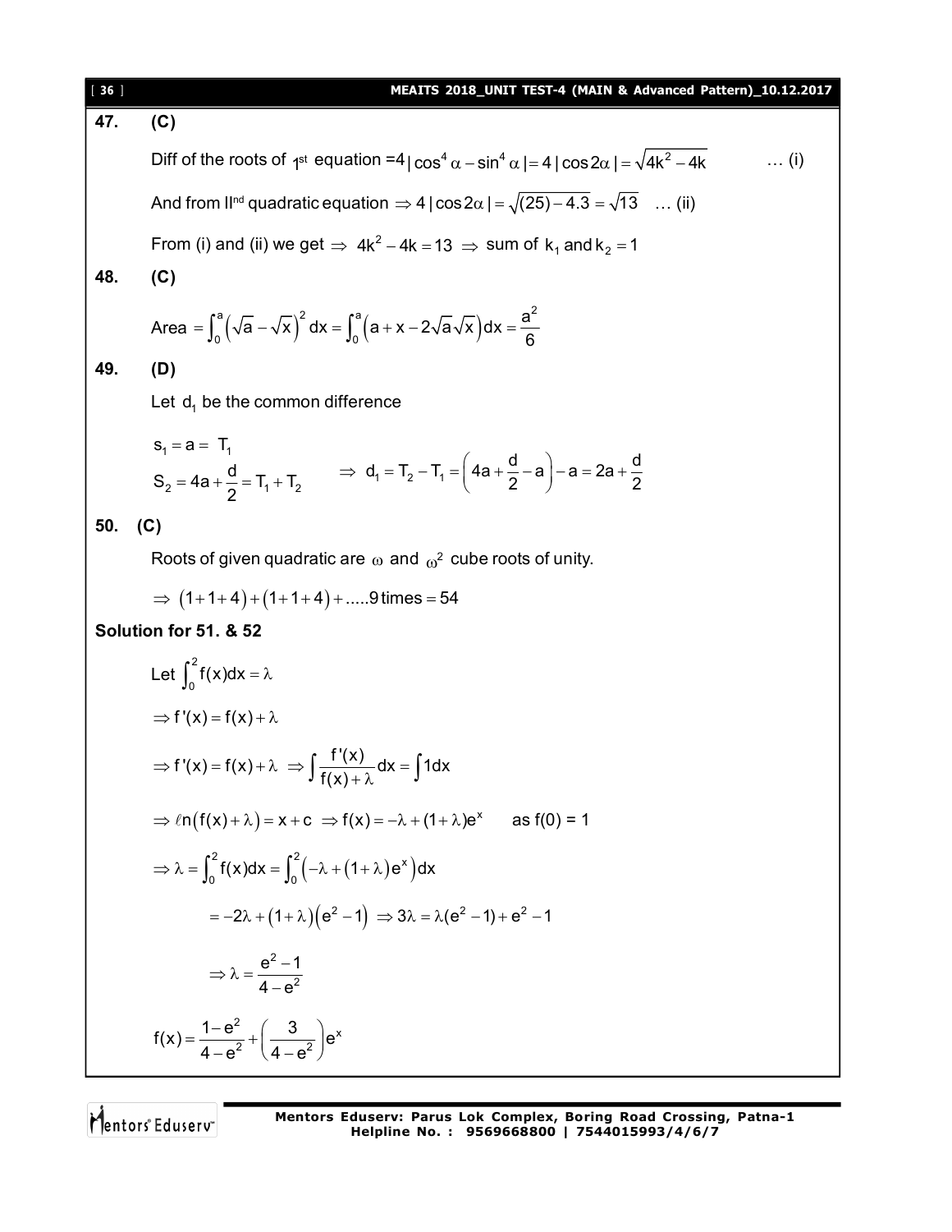**47. (C)**

Diff of the roots of 1st equation $=4|\cos^4\alpha - \sin^4\alpha| = 4|\cos 2\alpha| = \sqrt{4k^2 - 4k}$ … (i)

And from IInd quadratic equation $\Rightarrow 4|\cos 2\alpha| = \sqrt{(25) - 4.3} = \sqrt{13}$ … (ii)

From (i) and (ii) we get $\Rightarrow 4k^2 - 4k = 13 \Rightarrow$ sum of $k_1$ and $k_2 = 1$

**48. (C)**

$$\text{Area} = \int_0^a \left(\sqrt{a} - \sqrt{x}\right)^2 dx = \int_0^a \left(a + x - 2\sqrt{a}\sqrt{x}\right)dx = \frac{a^2}{6}$$

**49. (D)**

Let $d_1$ be the common difference

$s_1 = a = T_1$

$S_2 = 4a + \dfrac{d}{2} = T_1 + T_2 \qquad \Rightarrow d_1 = T_2 - T_1 = \left(4a + \dfrac{d}{2} - a\right) - a = 2a + \dfrac{d}{2}$

**50. (C)**

Roots of given quadratic are $\omega$ and $\omega^2$ cube roots of unity.

$\Rightarrow (1+1+4) + (1+1+4) + .....9 \text{ times} = 54$

**Solution for 51. & 52**

Let $\int_0^2 f(x)dx = \lambda$

$\Rightarrow f'(x) = f(x) + \lambda$

$\Rightarrow f'(x) = f(x) + \lambda \Rightarrow \int \dfrac{f'(x)}{f(x)+\lambda}dx = \int 1dx$

$\Rightarrow \ell n(f(x) + \lambda) = x + c \Rightarrow f(x) = -\lambda + (1+\lambda)e^x$ as f(0) = 1

$\Rightarrow \lambda = \int_0^2 f(x)dx = \int_0^2 \left(-\lambda + (1+\lambda)e^x\right)dx$

$= -2\lambda + (1+\lambda)\left(e^2 - 1\right) \Rightarrow 3\lambda = \lambda(e^2 - 1) + e^2 - 1$

$\Rightarrow \lambda = \dfrac{e^2 - 1}{4 - e^2}$

$f(x) = \dfrac{1 - e^2}{4 - e^2} + \left(\dfrac{3}{4 - e^2}\right)e^x$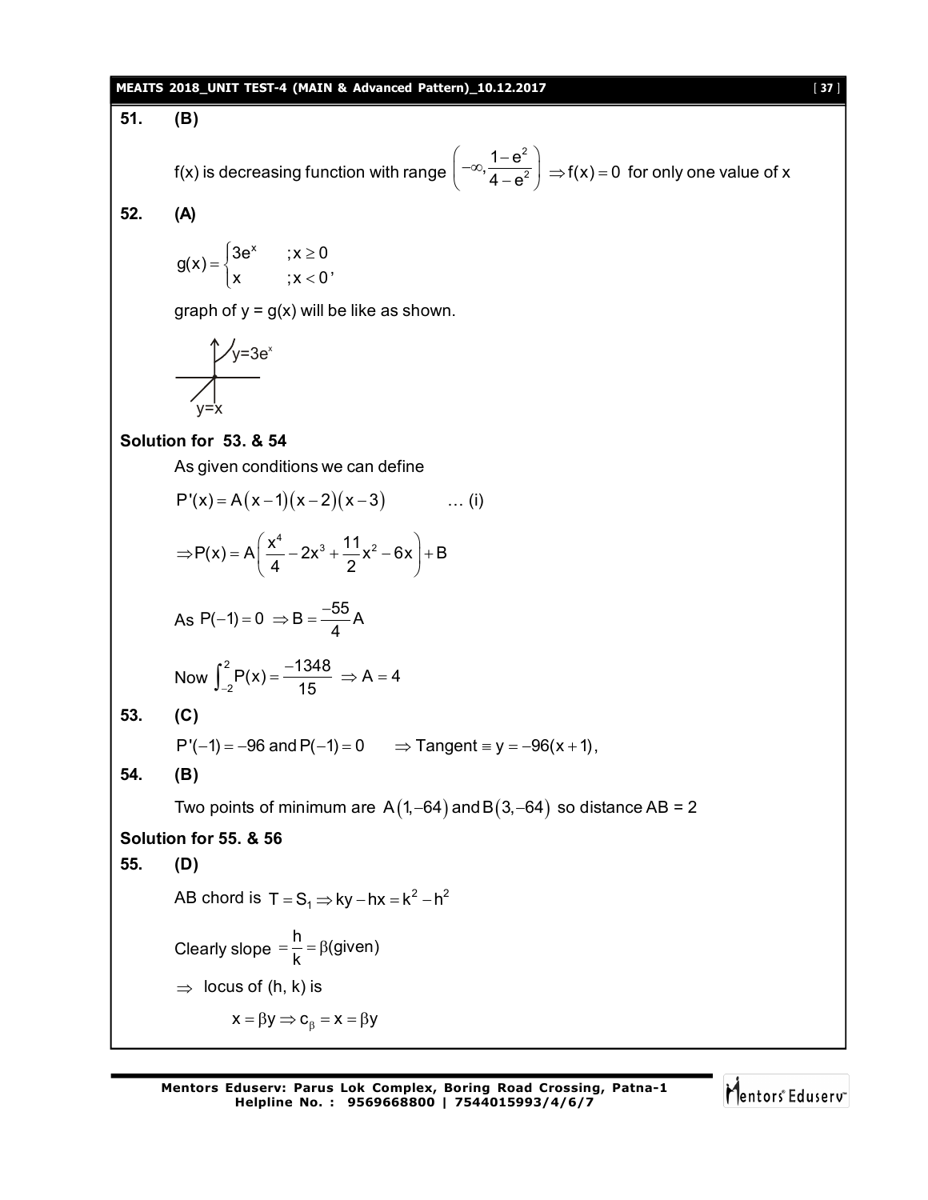**51. (B)**

f(x) is decreasing function with range $\left(-\infty, \frac{1-e^2}{4-e^2}\right) \Rightarrow f(x)=0$ for only one value of x

**52. (A)**

$$g(x)=\begin{cases}3e^x & ;x\ge 0\\ x & ;x<0\end{cases},$$

graph of y = g(x) will be like as shown.

y=3e^x

y=x

**Solution for 53. & 54**

As given conditions we can define

$P'(x)=A(x-1)(x-2)(x-3)$ ... (i)

$$\Rightarrow P(x)=A\left(\frac{x^4}{4}-2x^3+\frac{11}{2}x^2-6x\right)+B$$

As $P(-1)=0 \Rightarrow B=\frac{-55}{4}A$

Now $\int_{-2}^{2}P(x)=\frac{-1348}{15} \Rightarrow A=4$

**53. (C)**

$P'(-1)=-96$ and $P(-1)=0 \quad \Rightarrow$ Tangent $\equiv y=-96(x+1)$,

**54. (B)**

Two points of minimum are $A(1,-64)$ and $B(3,-64)$ so distance AB = 2

**Solution for 55. & 56**

**55. (D)**

AB chord is $T=S_1 \Rightarrow ky-hx=k^2-h^2$

Clearly slope $=\frac{h}{k}=\beta$(given)

$\Rightarrow$ locus of (h, k) is

$$x=\beta y \Rightarrow c_\beta = x=\beta y$$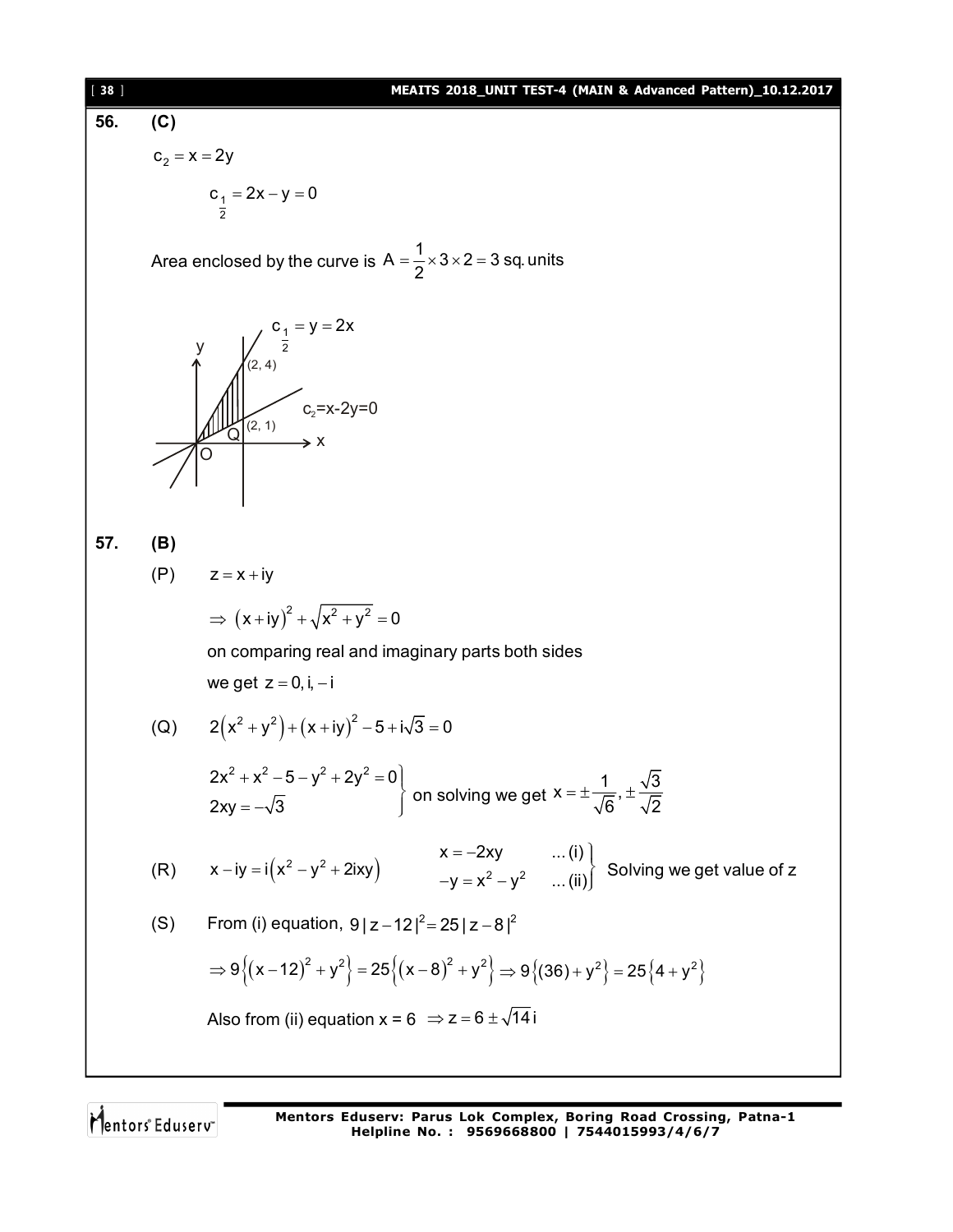**56. (C)**

$c_2 = x = 2y$

$c_{\frac{1}{2}} = 2x - y = 0$

Area enclosed by the curve is $A = \frac{1}{2} \times 3 \times 2 = 3$ sq. units

**57. (B)**

(P) $z = x + iy$

$\Rightarrow (x+iy)^2 + \sqrt{x^2+y^2} = 0$

on comparing real and imaginary parts both sides

we get $z = 0, i, -i$

(Q) $2(x^2+y^2) + (x+iy)^2 - 5 + i\sqrt{3} = 0$

$$\left.\begin{array}{l} 2x^2 + x^2 - 5 - y^2 + 2y^2 = 0 \\ 2xy = -\sqrt{3} \end{array}\right\} \text{ on solving we get } x = \pm\frac{1}{\sqrt{6}}, \pm\frac{\sqrt{3}}{\sqrt{2}}$$

(R) $x - iy = i(x^2 - y^2 + 2ixy)$ $\quad \left.\begin{array}{ll} x = -2xy & \ldots(i) \\ -y = x^2 - y^2 & \ldots(ii) \end{array}\right\}$ Solving we get value of z

(S) From (i) equation, $9|z-12|^2 = 25|z-8|^2$

$\Rightarrow 9\{(x-12)^2 + y^2\} = 25\{(x-8)^2 + y^2\} \Rightarrow 9\{(36) + y^2\} = 25\{4 + y^2\}$

Also from (ii) equation x = 6 $\Rightarrow z = 6 \pm \sqrt{14}\,i$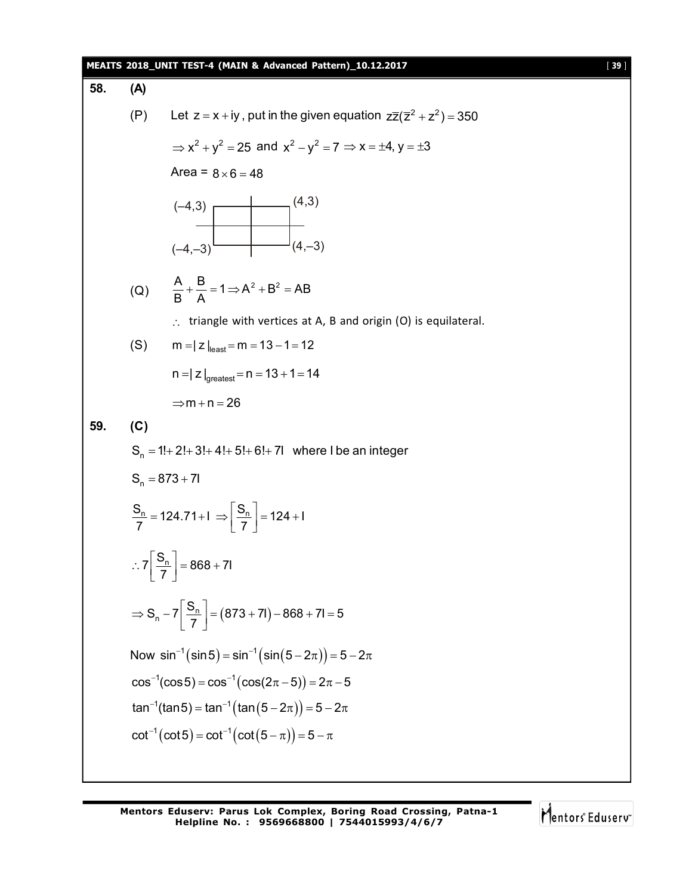**58. (A)**

(P) Let $z = x + iy$, put in the given equation $z\bar{z}(\bar{z}^2 + z^2) = 350$

$\Rightarrow x^2 + y^2 = 25$ and $x^2 - y^2 = 7 \Rightarrow x = \pm 4, y = \pm 3$

Area = $8 \times 6 = 48$

(–4,3) (4,3)

(–4,–3) (4,–3)

(Q) $\dfrac{A}{B} + \dfrac{B}{A} = 1 \Rightarrow A^2 + B^2 = AB$

$\therefore$ triangle with vertices at A, B and origin (O) is equilateral.

(S) $m = |z|_{least} = m = 13 - 1 = 12$

$n = |z|_{greatest} = n = 13 + 1 = 14$

$\Rightarrow m + n = 26$

**59. (C)**

$S_n = 1! + 2! + 3! + 4! + 5! + 6! + 7I$ where I be an integer

$S_n = 873 + 7I$

$\dfrac{S_n}{7} = 124.71 + I \Rightarrow \left[\dfrac{S_n}{7}\right] = 124 + I$

$\therefore 7\left[\dfrac{S_n}{7}\right] = 868 + 7I$

$\Rightarrow S_n - 7\left[\dfrac{S_n}{7}\right] = (873 + 7I) - 868 + 7I = 5$

Now $\sin^{-1}(\sin 5) = \sin^{-1}(\sin(5 - 2\pi)) = 5 - 2\pi$

$\cos^{-1}(\cos 5) = \cos^{-1}(\cos(2\pi - 5)) = 2\pi - 5$

$\tan^{-1}(\tan 5) = \tan^{-1}(\tan(5 - 2\pi)) = 5 - 2\pi$

$\cot^{-1}(\cot 5) = \cot^{-1}(\cot(5 - \pi)) = 5 - \pi$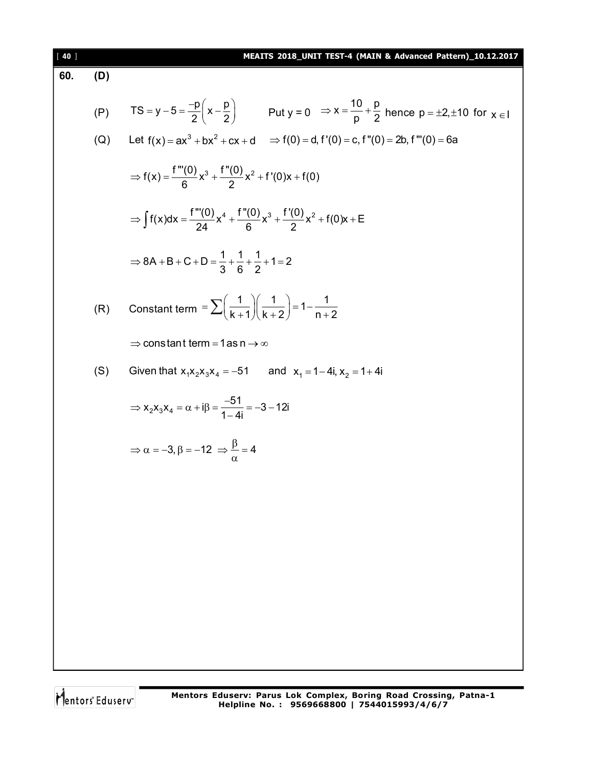**60. (D)**

(P) $TS = y - 5 = \frac{-p}{2}\left(x - \frac{p}{2}\right)$ Put y = 0 $\Rightarrow x = \frac{10}{p} + \frac{p}{2}$ hence $p = \pm 2, \pm 10$ for $x \in I$

(Q) Let $f(x) = ax^3 + bx^2 + cx + d$ $\Rightarrow f(0) = d, f'(0) = c, f''(0) = 2b, f'''(0) = 6a$

$$\Rightarrow f(x) = \frac{f'''(0)}{6}x^3 + \frac{f''(0)}{2}x^2 + f'(0)x + f(0)$$

$$\Rightarrow \int f(x)dx = \frac{f'''(0)}{24}x^4 + \frac{f''(0)}{6}x^3 + \frac{f'(0)}{2}x^2 + f(0)x + E$$

$$\Rightarrow 8A + B + C + D = \frac{1}{3} + \frac{1}{6} + \frac{1}{2} + 1 = 2$$

(R) Constant term $= \sum\left(\frac{1}{k+1}\right)\left(\frac{1}{k+2}\right) = 1 - \frac{1}{n+2}$

$\Rightarrow$ constant term $= 1$ as $n \to \infty$

(S) Given that $x_1x_2x_3x_4 = -51$ and $x_1 = 1 - 4i, x_2 = 1 + 4i$

$$\Rightarrow x_2x_3x_4 = \alpha + i\beta = \frac{-51}{1-4i} = -3 - 12i$$

$$\Rightarrow \alpha = -3, \beta = -12 \Rightarrow \frac{\beta}{\alpha} = 4$$